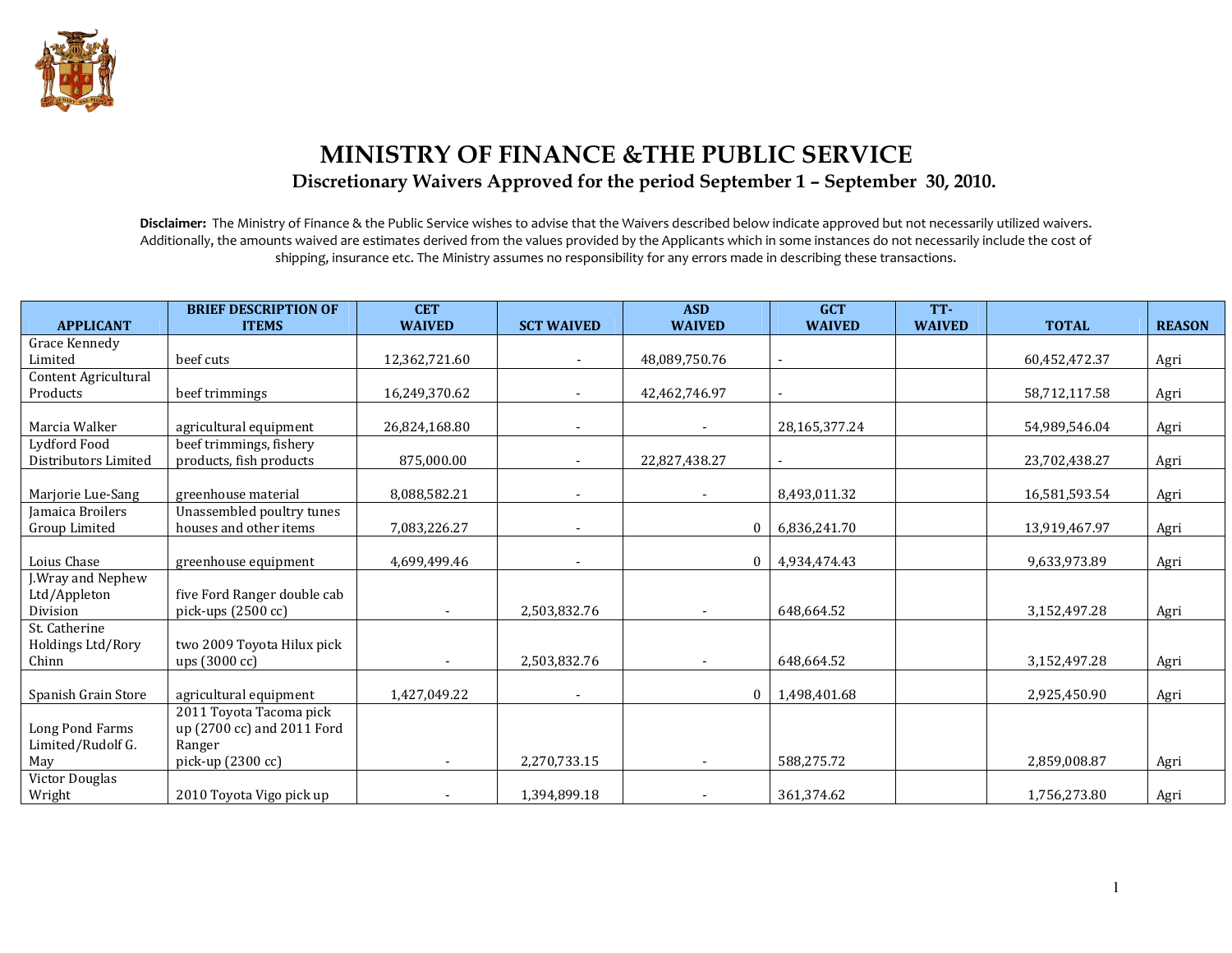# MINISTRY OF FINANCE &THE PUBLIC SERVICE

## Discretionary Waivers Approved for the period September 1 – September 30, 2010.

**Disclaimer:** The Ministry of Finance & the Public Service wishes to advise that the Waivers described below indicate approved but not necessarily utilized waivers. Additionally, the amounts waived are estimates derived from the values provided by the Applicants which in some instances do not necessarily include the cost of shipping, insurance etc. The Ministry assumes no responsibility for any errors made in describing these transactions.

| APPLICANT | BRIEF DESCRIPTION OF ITEMS | CET WAIVED | SCT WAIVED | ASD WAIVED | GCT WAIVED | TT-WAIVED | TOTAL | REASON |
|---|---|---|---|---|---|---|---|---|
| Grace Kennedy Limited | beef cuts | 12,362,721.60 | - | 48,089,750.76 | - | | 60,452,472.37 | Agri |
| Content Agricultural Products | beef trimmings | 16,249,370.62 | - | 42,462,746.97 | - | | 58,712,117.58 | Agri |
| Marcia Walker | agricultural equipment | 26,824,168.80 | - | - | 28,165,377.24 | | 54,989,546.04 | Agri |
| Lydford Food Distributors Limited | beef trimmings, fishery products, fish products | 875,000.00 | - | 22,827,438.27 | - | | 23,702,438.27 | Agri |
| Marjorie Lue-Sang | greenhouse material | 8,088,582.21 | - | - | 8,493,011.32 | | 16,581,593.54 | Agri |
| Jamaica Broilers Group Limited | Unassembled poultry tunes houses and other items | 7,083,226.27 | - | 0 | 6,836,241.70 | | 13,919,467.97 | Agri |
| Loius Chase | greenhouse equipment | 4,699,499.46 | - | 0 | 4,934,474.43 | | 9,633,973.89 | Agri |
| J.Wray and Nephew Ltd/Appleton Division | five Ford Ranger double cab pick-ups (2500 cc) | - | 2,503,832.76 | - | 648,664.52 | | 3,152,497.28 | Agri |
| St. Catherine Holdings Ltd/Rory Chinn | two 2009 Toyota Hilux pick ups (3000 cc) | - | 2,503,832.76 | - | 648,664.52 | | 3,152,497.28 | Agri |
| Spanish Grain Store | agricultural equipment | 1,427,049.22 | - | 0 | 1,498,401.68 | | 2,925,450.90 | Agri |
| Long Pond Farms Limited/Rudolf G. May | 2011 Toyota Tacoma pick up (2700 cc) and 2011 Ford Ranger pick-up (2300 cc) | - | 2,270,733.15 | - | 588,275.72 | | 2,859,008.87 | Agri |
| Victor Douglas Wright | 2010 Toyota Vigo pick up | - | 1,394,899.18 | - | 361,374.62 | | 1,756,273.80 | Agri |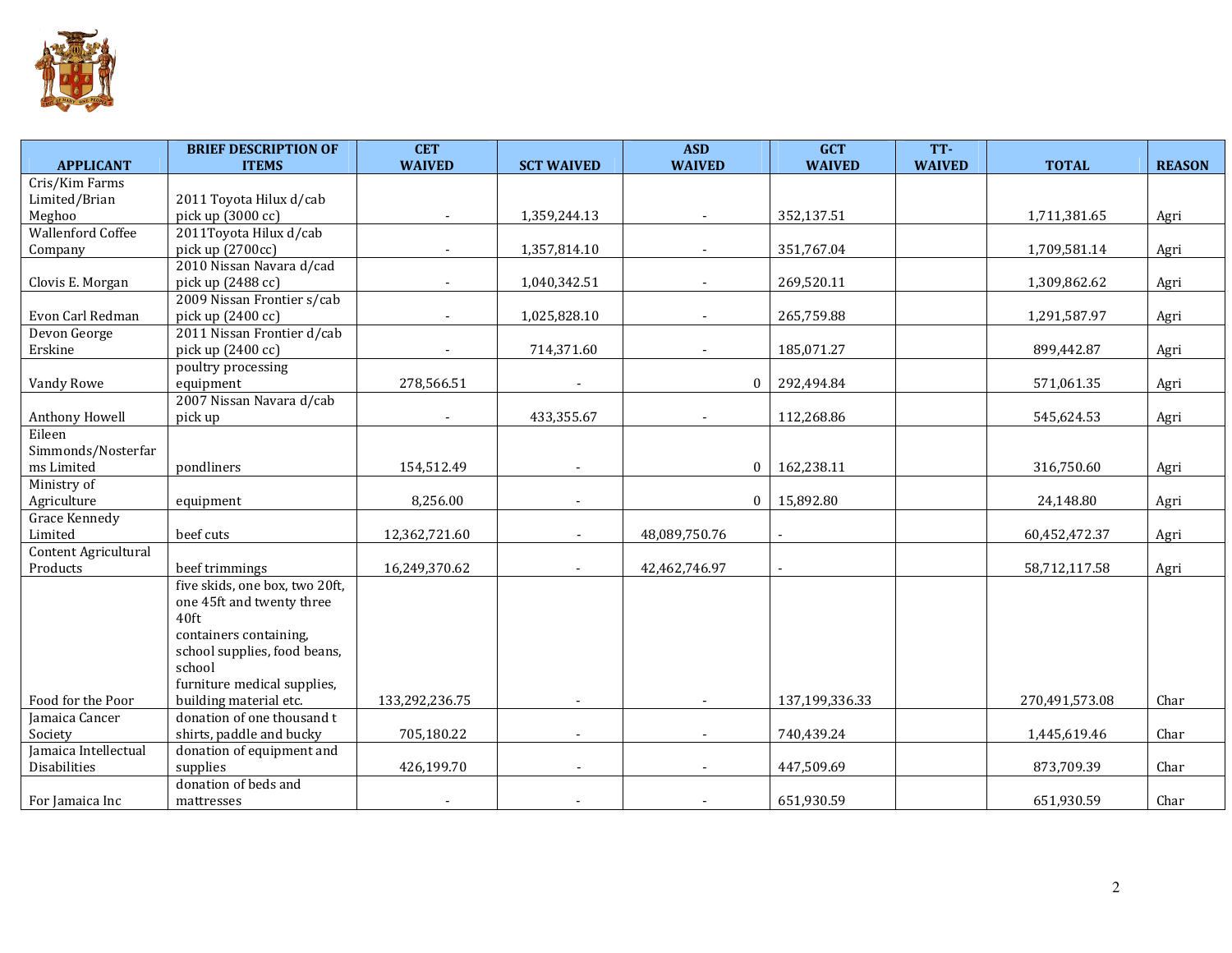| APPLICANT | BRIEF DESCRIPTION OF ITEMS | CET WAIVED | SCT WAIVED | ASD WAIVED | GCT WAIVED | TT-WAIVED | TOTAL | REASON |
|---|---|---|---|---|---|---|---|---|
| Cris/Kim Farms Limited/Brian Meghoo | 2011 Toyota Hilux d/cab pick up (3000 cc) | - | 1,359,244.13 | - | 352,137.51 | | 1,711,381.65 | Agri |
| Wallenford Coffee Company | 2011Toyota Hilux d/cab pick up (2700cc) | - | 1,357,814.10 | - | 351,767.04 | | 1,709,581.14 | Agri |
| Clovis E. Morgan | 2010 Nissan Navara d/cad pick up (2488 cc) | - | 1,040,342.51 | - | 269,520.11 | | 1,309,862.62 | Agri |
| Evon Carl Redman | 2009 Nissan Frontier s/cab pick up (2400 cc) | - | 1,025,828.10 | - | 265,759.88 | | 1,291,587.97 | Agri |
| Devon George Erskine | 2011 Nissan Frontier d/cab pick up (2400 cc) | - | 714,371.60 | - | 185,071.27 | | 899,442.87 | Agri |
| Vandy Rowe | poultry processing equipment | 278,566.51 | - | 0 | 292,494.84 | | 571,061.35 | Agri |
| Anthony Howell | 2007 Nissan Navara d/cab pick up | - | 433,355.67 | - | 112,268.86 | | 545,624.53 | Agri |
| Eileen Simmonds/Nosterfarms Limited | pondliners | 154,512.49 | - | 0 | 162,238.11 | | 316,750.60 | Agri |
| Ministry of Agriculture | equipment | 8,256.00 | - | 0 | 15,892.80 | | 24,148.80 | Agri |
| Grace Kennedy Limited | beef cuts | 12,362,721.60 | - | 48,089,750.76 | - | | 60,452,472.37 | Agri |
| Content Agricultural Products | beef trimmings | 16,249,370.62 | - | 42,462,746.97 | - | | 58,712,117.58 | Agri |
| Food for the Poor | five skids, one box, two 20ft, one 45ft and twenty three 40ft containers containing, school supplies, food beans, school furniture medical supplies, building material etc. | 133,292,236.75 | - | - | 137,199,336.33 | | 270,491,573.08 | Char |
| Jamaica Cancer Society | donation of one thousand t shirts, paddle and bucky | 705,180.22 | - | - | 740,439.24 | | 1,445,619.46 | Char |
| Jamaica Intellectual Disabilities | donation of equipment and supplies | 426,199.70 | - | - | 447,509.69 | | 873,709.39 | Char |
| For Jamaica Inc | donation of beds and mattresses | - | - | - | 651,930.59 | | 651,930.59 | Char |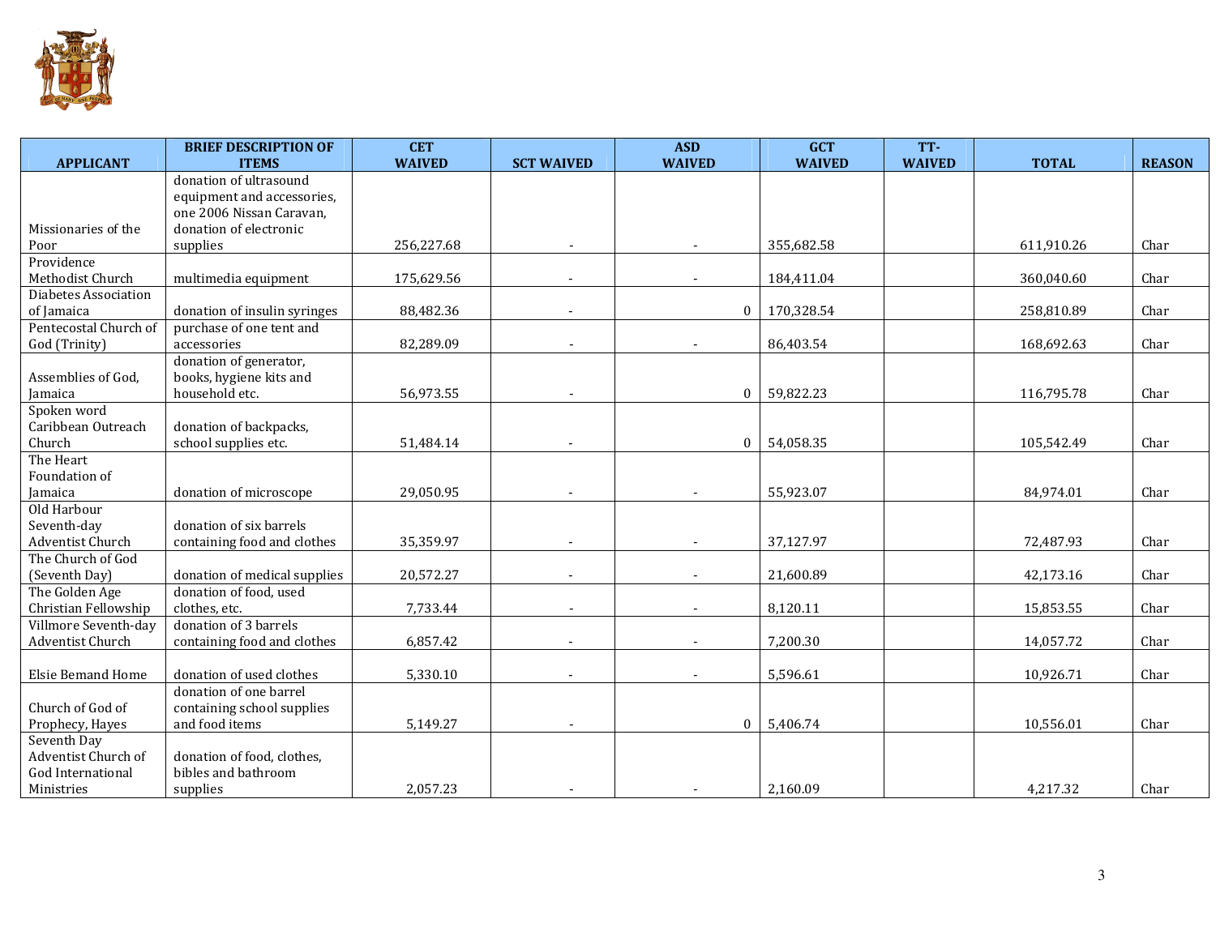| APPLICANT | BRIEF DESCRIPTION OF ITEMS | CET WAIVED | SCT WAIVED | ASD WAIVED | GCT WAIVED | TT-WAIVED | TOTAL | REASON |
|---|---|---|---|---|---|---|---|---|
| Missionaries of the Poor | donation of ultrasound equipment and accessories, one 2006 Nissan Caravan, donation of electronic supplies | 256,227.68 | - | - | 355,682.58 | | 611,910.26 | Char |
| Providence Methodist Church | multimedia equipment | 175,629.56 | - | - | 184,411.04 | | 360,040.60 | Char |
| Diabetes Association of Jamaica | donation of insulin syringes | 88,482.36 | - | 0 | 170,328.54 | | 258,810.89 | Char |
| Pentecostal Church of God (Trinity) | purchase of one tent and accessories | 82,289.09 | - | - | 86,403.54 | | 168,692.63 | Char |
| Assemblies of God, Jamaica | donation of generator, books, hygiene kits and household etc. | 56,973.55 | - | 0 | 59,822.23 | | 116,795.78 | Char |
| Spoken word Caribbean Outreach Church | donation of backpacks, school supplies etc. | 51,484.14 | - | 0 | 54,058.35 | | 105,542.49 | Char |
| The Heart Foundation of Jamaica | donation of microscope | 29,050.95 | - | - | 55,923.07 | | 84,974.01 | Char |
| Old Harbour Seventh-day Adventist Church | donation of six barrels containing food and clothes | 35,359.97 | - | - | 37,127.97 | | 72,487.93 | Char |
| The Church of God (Seventh Day) | donation of medical supplies | 20,572.27 | - | - | 21,600.89 | | 42,173.16 | Char |
| The Golden Age Christian Fellowship | donation of food, used clothes, etc. | 7,733.44 | - | - | 8,120.11 | | 15,853.55 | Char |
| Villmore Seventh-day Adventist Church | donation of 3 barrels containing food and clothes | 6,857.42 | - | - | 7,200.30 | | 14,057.72 | Char |
| Elsie Bemand Home | donation of used clothes | 5,330.10 | - | - | 5,596.61 | | 10,926.71 | Char |
| Church of God of Prophecy, Hayes | donation of one barrel containing school supplies and food items | 5,149.27 | - | 0 | 5,406.74 | | 10,556.01 | Char |
| Seventh Day Adventist Church of God International Ministries | donation of food, clothes, bibles and bathroom supplies | 2,057.23 | - | - | 2,160.09 | | 4,217.32 | Char |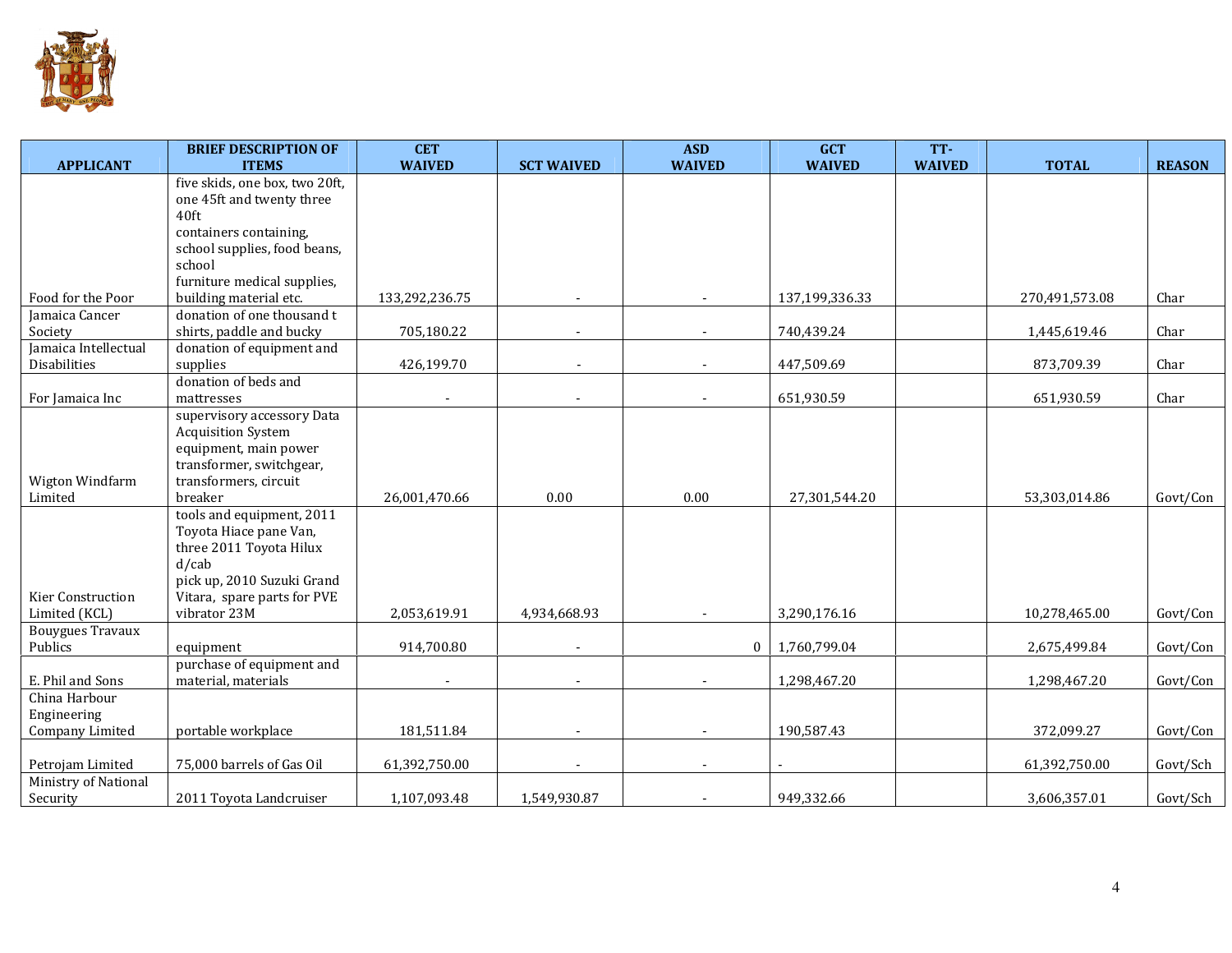| APPLICANT | BRIEF DESCRIPTION OF ITEMS | CET WAIVED | SCT WAIVED | ASD WAIVED | GCT WAIVED | TT-WAIVED | TOTAL | REASON |
|---|---|---|---|---|---|---|---|---|
| Food for the Poor | five skids, one box, two 20ft, one 45ft and twenty three 40ft containers containing, school supplies, food beans, school furniture medical supplies, building material etc. | 133,292,236.75 | - | - | 137,199,336.33 | | 270,491,573.08 | Char |
| Jamaica Cancer Society | donation of one thousand t shirts, paddle and bucky | 705,180.22 | - | - | 740,439.24 | | 1,445,619.46 | Char |
| Jamaica Intellectual Disabilities | donation of equipment and supplies | 426,199.70 | - | - | 447,509.69 | | 873,709.39 | Char |
| For Jamaica Inc | donation of beds and mattresses | - | - | - | 651,930.59 | | 651,930.59 | Char |
| Wigton Windfarm Limited | supervisory accessory Data Acquisition System equipment, main power transformer, switchgear, transformers, circuit breaker | 26,001,470.66 | 0.00 | 0.00 | 27,301,544.20 | | 53,303,014.86 | Govt/Con |
| Kier Construction Limited (KCL) | tools and equipment, 2011 Toyota Hiace pane Van, three 2011 Toyota Hilux d/cab pick up, 2010 Suzuki Grand Vitara, spare parts for PVE vibrator 23M | 2,053,619.91 | 4,934,668.93 | - | 3,290,176.16 | | 10,278,465.00 | Govt/Con |
| Bouygues Travaux Publics | equipment | 914,700.80 | - | 0 | 1,760,799.04 | | 2,675,499.84 | Govt/Con |
| E. Phil and Sons | purchase of equipment and material, materials | - | - | - | 1,298,467.20 | | 1,298,467.20 | Govt/Con |
| China Harbour Engineering Company Limited | portable workplace | 181,511.84 | - | - | 190,587.43 | | 372,099.27 | Govt/Con |
| Petrojam Limited | 75,000 barrels of Gas Oil | 61,392,750.00 | - | - | - | | 61,392,750.00 | Govt/Sch |
| Ministry of National Security | 2011 Toyota Landcruiser | 1,107,093.48 | 1,549,930.87 | - | 949,332.66 | | 3,606,357.01 | Govt/Sch |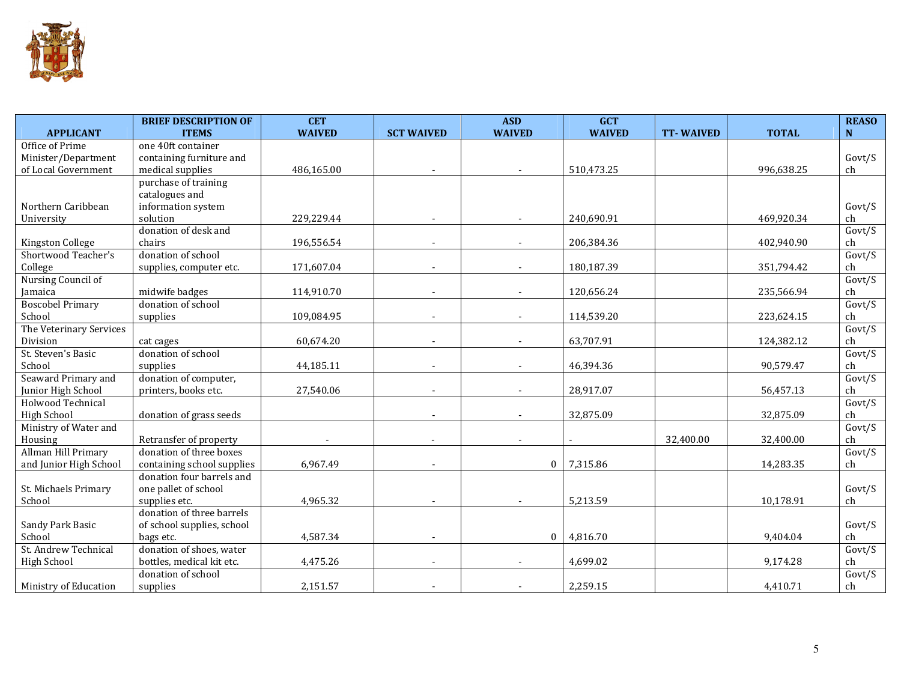| APPLICANT | BRIEF DESCRIPTION OF ITEMS | CET WAIVED | SCT WAIVED | ASD WAIVED | GCT WAIVED | TT- WAIVED | TOTAL | REASON |
|---|---|---|---|---|---|---|---|---|
| Office of Prime Minister/Department of Local Government | one 40ft container containing furniture and medical supplies | 486,165.00 | - | - | 510,473.25 | | 996,638.25 | Govt/Sch |
| Northern Caribbean University | purchase of training catalogues and information system solution | 229,229.44 | - | - | 240,690.91 | | 469,920.34 | Govt/Sch |
| Kingston College | donation of desk and chairs | 196,556.54 | - | - | 206,384.36 | | 402,940.90 | Govt/Sch |
| Shortwood Teacher's College | donation of school supplies, computer etc. | 171,607.04 | - | - | 180,187.39 | | 351,794.42 | Govt/Sch |
| Nursing Council of Jamaica | midwife badges | 114,910.70 | - | - | 120,656.24 | | 235,566.94 | Govt/Sch |
| Boscobel Primary School | donation of school supplies | 109,084.95 | - | - | 114,539.20 | | 223,624.15 | Govt/Sch |
| The Veterinary Services Division | cat cages | 60,674.20 | - | - | 63,707.91 | | 124,382.12 | Govt/Sch |
| St. Steven's Basic School | donation of school supplies | 44,185.11 | - | - | 46,394.36 | | 90,579.47 | Govt/Sch |
| Seaward Primary and Junior High School | donation of computer, printers, books etc. | 27,540.06 | - | - | 28,917.07 | | 56,457.13 | Govt/Sch |
| Holwood Technical High School | donation of grass seeds | | - | - | 32,875.09 | | 32,875.09 | Govt/Sch |
| Ministry of Water and Housing | Retransfer of property | - | - | - | - | 32,400.00 | 32,400.00 | Govt/Sch |
| Allman Hill Primary and Junior High School | donation of three boxes containing school supplies | 6,967.49 | - | 0 | 7,315.86 | | 14,283.35 | Govt/Sch |
| St. Michaels Primary School | donation four barrels and one pallet of school supplies etc. | 4,965.32 | - | - | 5,213.59 | | 10,178.91 | Govt/Sch |
| Sandy Park Basic School | donation of three barrels of school supplies, school bags etc. | 4,587.34 | - | 0 | 4,816.70 | | 9,404.04 | Govt/Sch |
| St. Andrew Technical High School | donation of shoes, water bottles, medical kit etc. | 4,475.26 | - | - | 4,699.02 | | 9,174.28 | Govt/Sch |
| Ministry of Education | donation of school supplies | 2,151.57 | - | - | 2,259.15 | | 4,410.71 | Govt/Sch |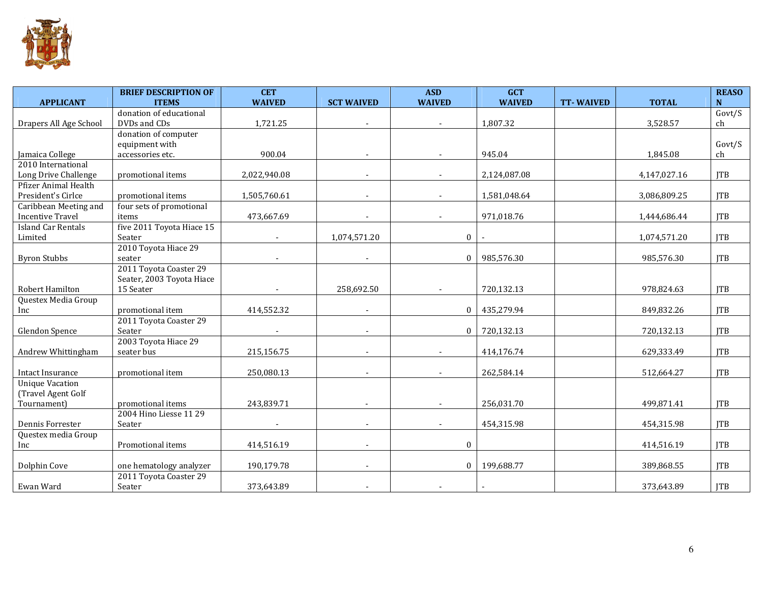| APPLICANT | BRIEF DESCRIPTION OF ITEMS | CET WAIVED | SCT WAIVED | ASD WAIVED | GCT WAIVED | TT- WAIVED | TOTAL | REASON |
|---|---|---|---|---|---|---|---|---|
| Drapers All Age School | donation of educational DVDs and CDs | 1,721.25 | - | - | 1,807.32 | | 3,528.57 | Govt/Sch |
| Jamaica College | donation of computer equipment with accessories etc. | 900.04 | - | - | 945.04 | | 1,845.08 | Govt/Sch |
| 2010 International Long Drive Challenge | promotional items | 2,022,940.08 | - | - | 2,124,087.08 | | 4,147,027.16 | JTB |
| Pfizer Animal Health President's Cirlce | promotional items | 1,505,760.61 | - | - | 1,581,048.64 | | 3,086,809.25 | JTB |
| Caribbean Meeting and Incentive Travel | four sets of promotional items | 473,667.69 | - | - | 971,018.76 | | 1,444,686.44 | JTB |
| Island Car Rentals Limited | five 2011 Toyota Hiace 15 Seater | - | 1,074,571.20 | 0 | - | | 1,074,571.20 | JTB |
| Byron Stubbs | 2010 Toyota Hiace 29 seater | - | - | 0 | 985,576.30 | | 985,576.30 | JTB |
| Robert Hamilton | 2011 Toyota Coaster 29 Seater, 2003 Toyota Hiace 15 Seater | - | 258,692.50 | - | 720,132.13 | | 978,824.63 | JTB |
| Questex Media Group Inc | promotional item | 414,552.32 | - | 0 | 435,279.94 | | 849,832.26 | JTB |
| Glendon Spence | 2011 Toyota Coaster 29 Seater | - | - | 0 | 720,132.13 | | 720,132.13 | JTB |
| Andrew Whittingham | 2003 Toyota Hiace 29 seater bus | 215,156.75 | - | - | 414,176.74 | | 629,333.49 | JTB |
| Intact Insurance | promotional item | 250,080.13 | - | - | 262,584.14 | | 512,664.27 | JTB |
| Unique Vacation (Travel Agent Golf Tournament) | promotional items | 243,839.71 | - | - | 256,031.70 | | 499,871.41 | JTB |
| Dennis Forrester | 2004 Hino Liesse 11 29 Seater | - | - | - | 454,315.98 | | 454,315.98 | JTB |
| Questex media Group Inc | Promotional items | 414,516.19 | - | 0 | | | 414,516.19 | JTB |
| Dolphin Cove | one hematology analyzer | 190,179.78 | - | 0 | 199,688.77 | | 389,868.55 | JTB |
| Ewan Ward | 2011 Toyota Coaster 29 Seater | 373,643.89 | - | - | - | | 373,643.89 | JTB |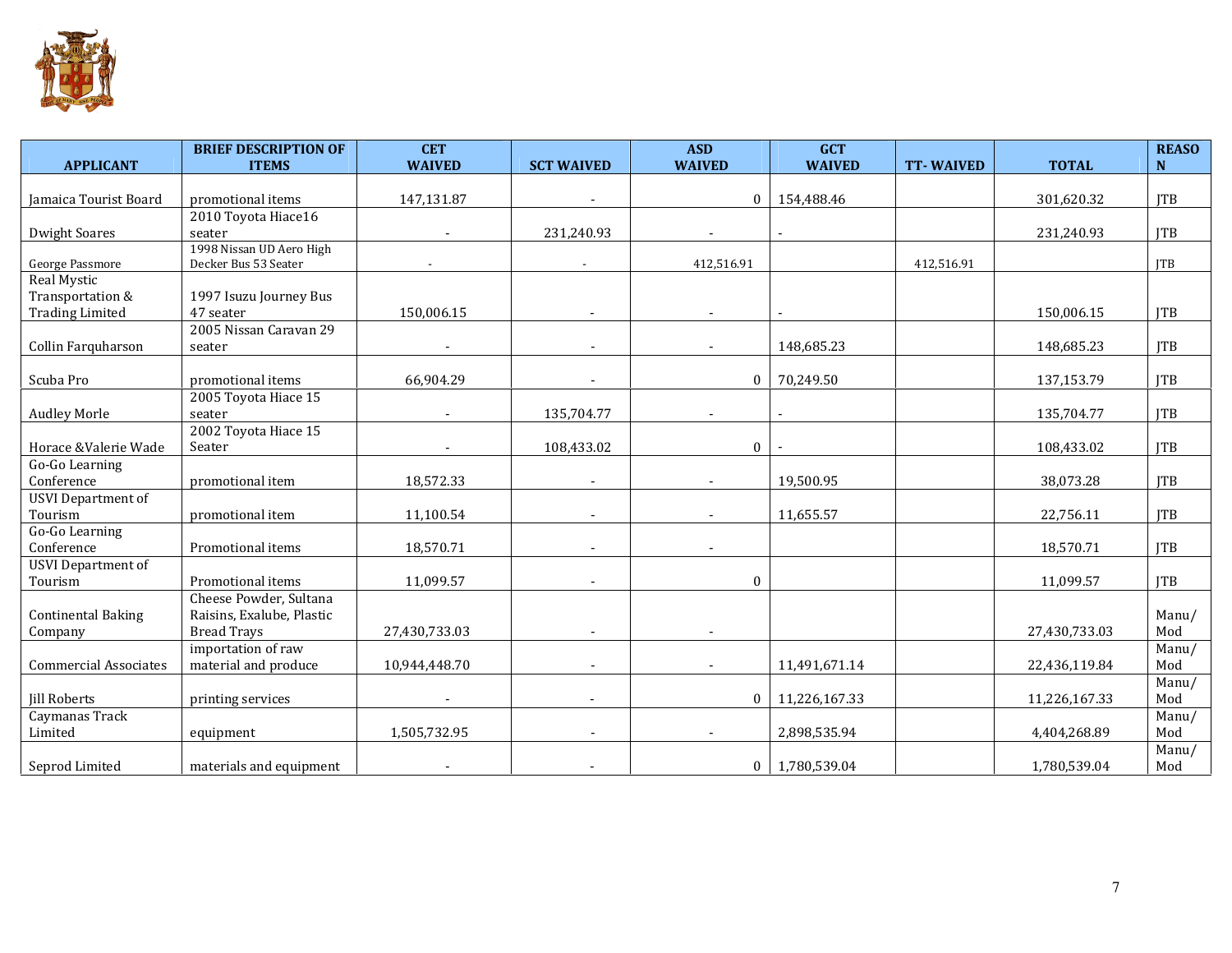| APPLICANT | BRIEF DESCRIPTION OF ITEMS | CET WAIVED | SCT WAIVED | ASD WAIVED | GCT WAIVED | TT- WAIVED | TOTAL | REASON |
|---|---|---|---|---|---|---|---|---|
| Jamaica Tourist Board | promotional items | 147,131.87 | - | 0 | 154,488.46 | | 301,620.32 | JTB |
| Dwight Soares | 2010 Toyota Hiace16 seater | - | 231,240.93 | - | - | | 231,240.93 | JTB |
| George Passmore | 1998 Nissan UD Aero High Decker Bus 53 Seater | - | - | 412,516.91 | | 412,516.91 | | JTB |
| Real Mystic Transportation & Trading Limited | 1997 Isuzu Journey Bus 47 seater | 150,006.15 | - | - | - | | 150,006.15 | JTB |
| Collin Farquharson | 2005 Nissan Caravan 29 seater | - | - | - | 148,685.23 | | 148,685.23 | JTB |
| Scuba Pro | promotional items | 66,904.29 | - | 0 | 70,249.50 | | 137,153.79 | JTB |
| Audley Morle | 2005 Toyota Hiace 15 seater | - | 135,704.77 | - | - | | 135,704.77 | JTB |
| Horace &Valerie Wade | 2002 Toyota Hiace 15 Seater | - | 108,433.02 | 0 | - | | 108,433.02 | JTB |
| Go-Go Learning Conference | promotional item | 18,572.33 | - | - | 19,500.95 | | 38,073.28 | JTB |
| USVI Department of Tourism | promotional item | 11,100.54 | - | - | 11,655.57 | | 22,756.11 | JTB |
| Go-Go Learning Conference | Promotional items | 18,570.71 | - | - | | | 18,570.71 | JTB |
| USVI Department of Tourism | Promotional items | 11,099.57 | - | 0 | | | 11,099.57 | JTB |
| Continental Baking Company | Cheese Powder, Sultana Raisins, Exalube, Plastic Bread Trays | 27,430,733.03 | - | - | | | 27,430,733.03 | Manu/ Mod |
| Commercial Associates | importation of raw material and produce | 10,944,448.70 | - | - | 11,491,671.14 | | 22,436,119.84 | Manu/ Mod |
| Jill Roberts | printing services | - | - | 0 | 11,226,167.33 | | 11,226,167.33 | Manu/ Mod |
| Caymanas Track Limited | equipment | 1,505,732.95 | - | - | 2,898,535.94 | | 4,404,268.89 | Manu/ Mod |
| Seprod Limited | materials and equipment | - | - | 0 | 1,780,539.04 | | 1,780,539.04 | Manu/ Mod |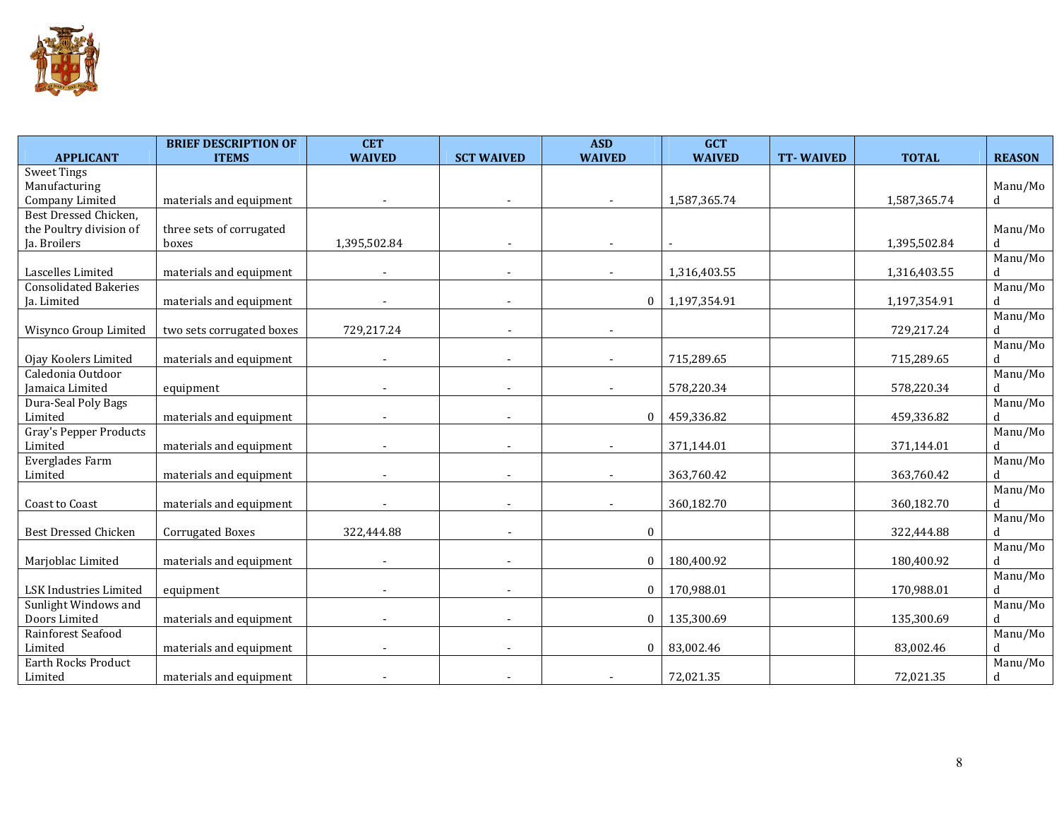| APPLICANT | BRIEF DESCRIPTION OF ITEMS | CET WAIVED | SCT WAIVED | ASD WAIVED | GCT WAIVED | TT- WAIVED | TOTAL | REASON |
|---|---|---|---|---|---|---|---|---|
| Sweet Tings Manufacturing Company Limited | materials and equipment | - | - | - | 1,587,365.74 | | 1,587,365.74 | Manu/Mod |
| Best Dressed Chicken, the Poultry division of Ja. Broilers | three sets of corrugated boxes | 1,395,502.84 | - | - | - | | 1,395,502.84 | Manu/Mod |
| Lascelles Limited | materials and equipment | - | - | - | 1,316,403.55 | | 1,316,403.55 | Manu/Mod |
| Consolidated Bakeries Ja. Limited | materials and equipment | - | - | 0 | 1,197,354.91 | | 1,197,354.91 | Manu/Mod |
| Wisynco Group Limited | two sets corrugated boxes | 729,217.24 | - | - | | | 729,217.24 | Manu/Mod |
| Ojay Koolers Limited | materials and equipment | - | - | - | 715,289.65 | | 715,289.65 | Manu/Mod |
| Caledonia Outdoor Jamaica Limited | equipment | - | - | - | 578,220.34 | | 578,220.34 | Manu/Mod |
| Dura-Seal Poly Bags Limited | materials and equipment | - | - | 0 | 459,336.82 | | 459,336.82 | Manu/Mod |
| Gray's Pepper Products Limited | materials and equipment | - | - | - | 371,144.01 | | 371,144.01 | Manu/Mod |
| Everglades Farm Limited | materials and equipment | - | - | - | 363,760.42 | | 363,760.42 | Manu/Mod |
| Coast to Coast | materials and equipment | - | - | - | 360,182.70 | | 360,182.70 | Manu/Mod |
| Best Dressed Chicken | Corrugated Boxes | 322,444.88 | - | 0 | | | 322,444.88 | Manu/Mod |
| Marjoblac Limited | materials and equipment | - | - | 0 | 180,400.92 | | 180,400.92 | Manu/Mod |
| LSK Industries Limited | equipment | - | - | 0 | 170,988.01 | | 170,988.01 | Manu/Mod |
| Sunlight Windows and Doors Limited | materials and equipment | - | - | 0 | 135,300.69 | | 135,300.69 | Manu/Mod |
| Rainforest Seafood Limited | materials and equipment | - | - | 0 | 83,002.46 | | 83,002.46 | Manu/Mod |
| Earth Rocks Product Limited | materials and equipment | - | - | - | 72,021.35 | | 72,021.35 | Manu/Mod |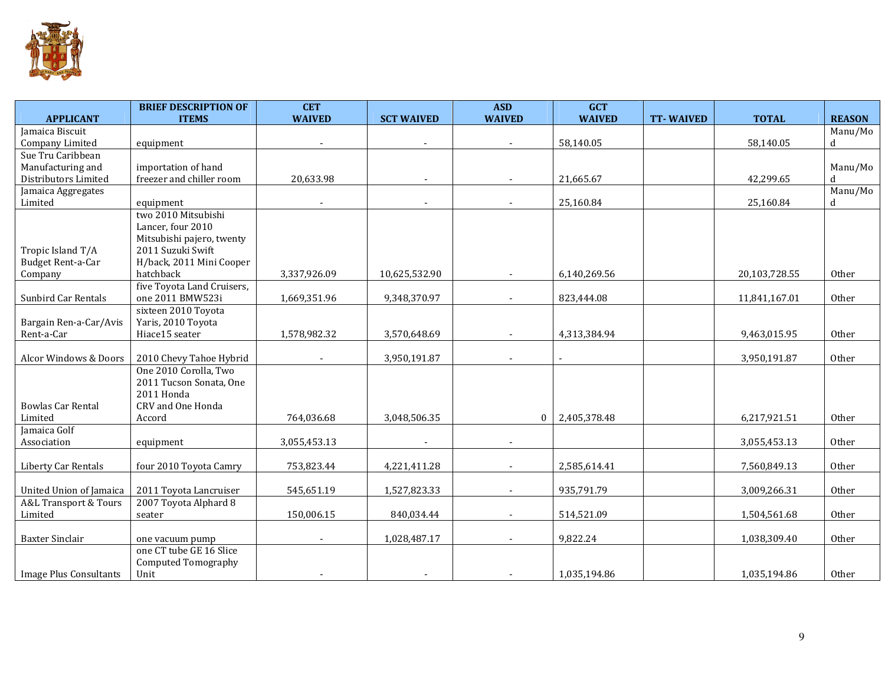| APPLICANT | BRIEF DESCRIPTION OF ITEMS | CET WAIVED | SCT WAIVED | ASD WAIVED | GCT WAIVED | TT- WAIVED | TOTAL | REASON |
|---|---|---|---|---|---|---|---|---|
| Jamaica Biscuit Company Limited | equipment | - | - | - | 58,140.05 | | 58,140.05 | Manu/Mod |
| Sue Tru Caribbean Manufacturing and Distributors Limited | importation of hand freezer and chiller room | 20,633.98 | - | - | 21,665.67 | | 42,299.65 | Manu/Mod |
| Jamaica Aggregates Limited | equipment | - | - | - | 25,160.84 | | 25,160.84 | Manu/Mod |
| Tropic Island T/A Budget Rent-a-Car Company | two 2010 Mitsubishi Lancer, four 2010 Mitsubishi pajero, twenty 2011 Suzuki Swift H/back, 2011 Mini Cooper hatchback | 3,337,926.09 | 10,625,532.90 | - | 6,140,269.56 | | 20,103,728.55 | Other |
| Sunbird Car Rentals | five Toyota Land Cruisers, one 2011 BMW523i | 1,669,351.96 | 9,348,370.97 | - | 823,444.08 | | 11,841,167.01 | Other |
| Bargain Ren-a-Car/Avis Rent-a-Car | sixteen 2010 Toyota Yaris, 2010 Toyota Hiace15 seater | 1,578,982.32 | 3,570,648.69 | - | 4,313,384.94 | | 9,463,015.95 | Other |
| Alcor Windows & Doors | 2010 Chevy Tahoe Hybrid | - | 3,950,191.87 | - | - | | 3,950,191.87 | Other |
| Bowlas Car Rental Limited | One 2010 Corolla, Two 2011 Tucson Sonata, One 2011 Honda CRV and One Honda Accord | 764,036.68 | 3,048,506.35 | 0 | 2,405,378.48 | | 6,217,921.51 | Other |
| Jamaica Golf Association | equipment | 3,055,453.13 | - | - | | | 3,055,453.13 | Other |
| Liberty Car Rentals | four 2010 Toyota Camry | 753,823.44 | 4,221,411.28 | - | 2,585,614.41 | | 7,560,849.13 | Other |
| United Union of Jamaica | 2011 Toyota Lancruiser | 545,651.19 | 1,527,823.33 | - | 935,791.79 | | 3,009,266.31 | Other |
| A&L Transport & Tours Limited | 2007 Toyota Alphard 8 seater | 150,006.15 | 840,034.44 | - | 514,521.09 | | 1,504,561.68 | Other |
| Baxter Sinclair | one vacuum pump | - | 1,028,487.17 | - | 9,822.24 | | 1,038,309.40 | Other |
| Image Plus Consultants | one CT tube GE 16 Slice Computed Tomography Unit | - | - | - | 1,035,194.86 | | 1,035,194.86 | Other |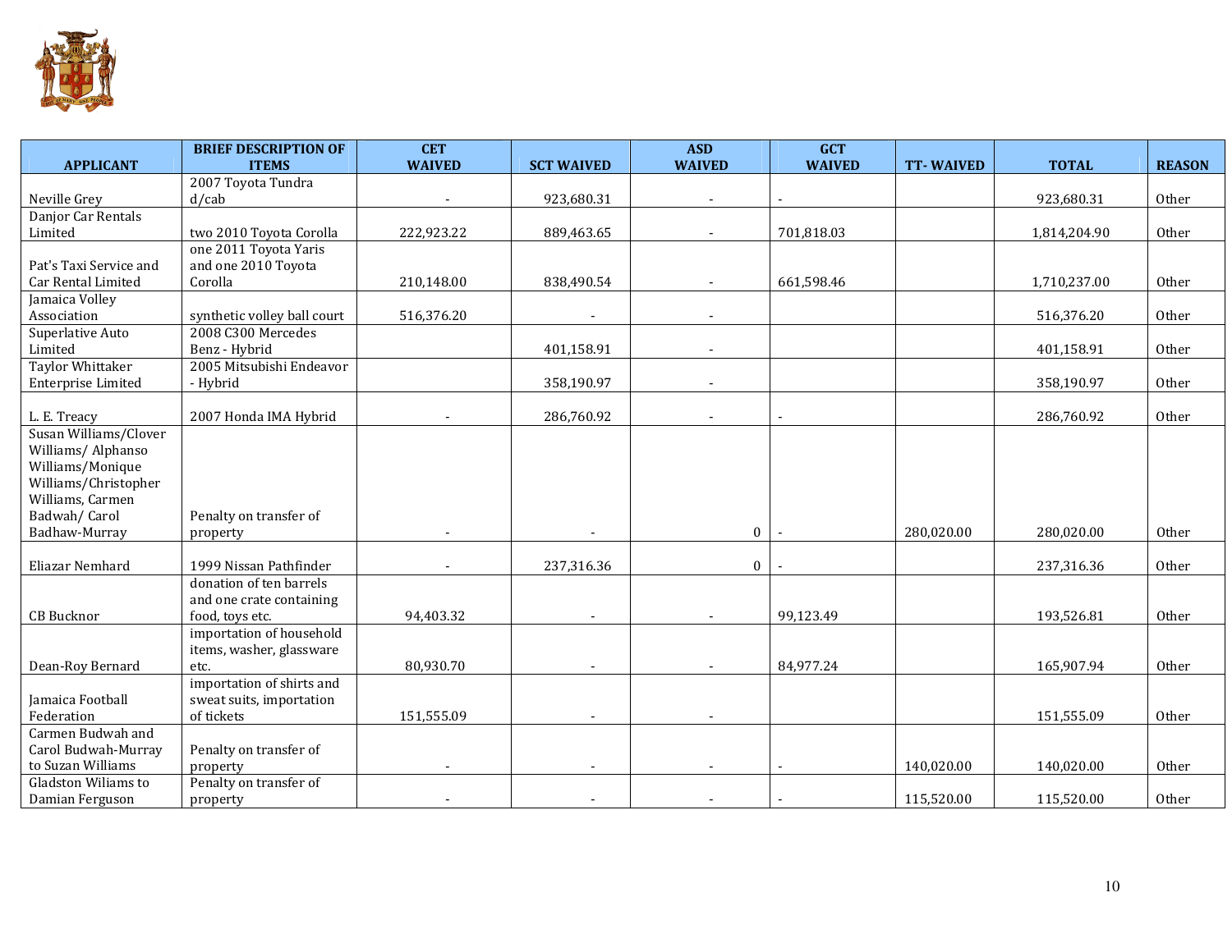| APPLICANT | BRIEF DESCRIPTION OF ITEMS | CET WAIVED | SCT WAIVED | ASD WAIVED | GCT WAIVED | TT- WAIVED | TOTAL | REASON |
|---|---|---|---|---|---|---|---|---|
| Neville Grey | 2007 Toyota Tundra d/cab | - | 923,680.31 | - | - | | 923,680.31 | Other |
| Danjor Car Rentals Limited | two 2010 Toyota Corolla | 222,923.22 | 889,463.65 | - | 701,818.03 | | 1,814,204.90 | Other |
| Pat's Taxi Service and Car Rental Limited | one 2011 Toyota Yaris and one 2010 Toyota Corolla | 210,148.00 | 838,490.54 | - | 661,598.46 | | 1,710,237.00 | Other |
| Jamaica Volley Association | synthetic volley ball court | 516,376.20 | - | - | | | 516,376.20 | Other |
| Superlative Auto Limited | 2008 C300 Mercedes Benz - Hybrid | | 401,158.91 | - | | | 401,158.91 | Other |
| Taylor Whittaker Enterprise Limited | 2005 Mitsubishi Endeavor - Hybrid | | 358,190.97 | - | | | 358,190.97 | Other |
| L. E. Treacy | 2007 Honda IMA Hybrid | - | 286,760.92 | - | - | | 286,760.92 | Other |
| Susan Williams/Clover Williams/ Alphanso Williams/Monique Williams/Christopher Williams, Carmen Badwah/ Carol Badhaw-Murray | Penalty on transfer of property | - | - | 0 | - | 280,020.00 | 280,020.00 | Other |
| Eliazar Nemhard | 1999 Nissan Pathfinder | - | 237,316.36 | 0 | - | | 237,316.36 | Other |
| CB Bucknor | donation of ten barrels and one crate containing food, toys etc. | 94,403.32 | - | - | 99,123.49 | | 193,526.81 | Other |
| Dean-Roy Bernard | importation of household items, washer, glassware etc. | 80,930.70 | - | - | 84,977.24 | | 165,907.94 | Other |
| Jamaica Football Federation | importation of shirts and sweat suits, importation of tickets | 151,555.09 | - | - | | | 151,555.09 | Other |
| Carmen Budwah and Carol Budwah-Murray to Suzan Williams | Penalty on transfer of property | - | - | - | - | 140,020.00 | 140,020.00 | Other |
| Gladston Wiliams to Damian Ferguson | Penalty on transfer of property | - | - | - | - | 115,520.00 | 115,520.00 | Other |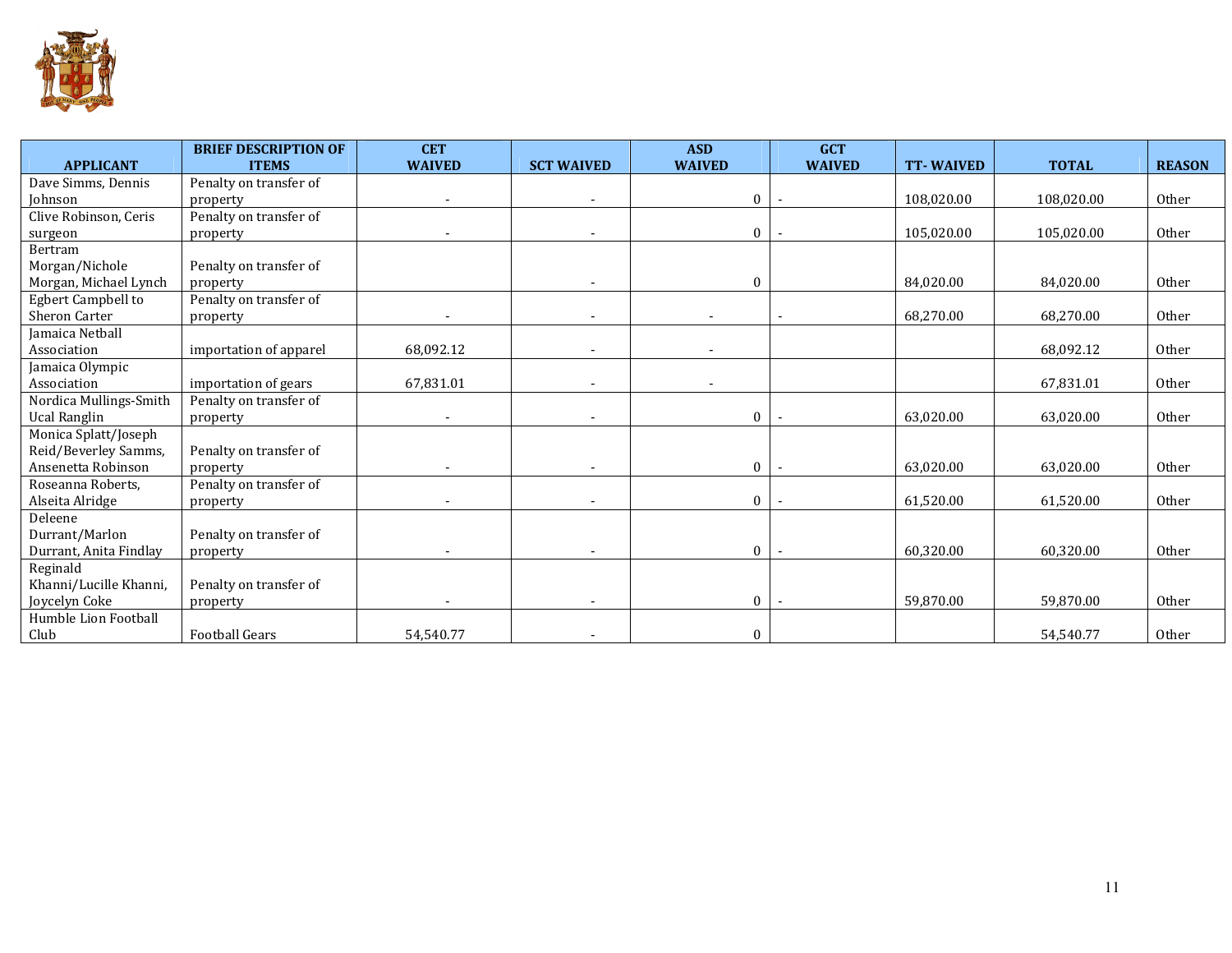| APPLICANT | BRIEF DESCRIPTION OF ITEMS | CET WAIVED | SCT WAIVED | ASD WAIVED | GCT WAIVED | TT- WAIVED | TOTAL | REASON |
|---|---|---|---|---|---|---|---|---|
| Dave Simms, Dennis Johnson | Penalty on transfer of property | - | - | 0 | - | 108,020.00 | 108,020.00 | Other |
| Clive Robinson, Ceris surgeon | Penalty on transfer of property | - | - | 0 | - | 105,020.00 | 105,020.00 | Other |
| Bertram Morgan/Nichole Morgan, Michael Lynch | Penalty on transfer of property | | - | 0 | | 84,020.00 | 84,020.00 | Other |
| Egbert Campbell to Sheron Carter | Penalty on transfer of property | - | - | - | - | 68,270.00 | 68,270.00 | Other |
| Jamaica Netball Association | importation of apparel | 68,092.12 | - | - | | | 68,092.12 | Other |
| Jamaica Olympic Association | importation of gears | 67,831.01 | - | - | | | 67,831.01 | Other |
| Nordica Mullings-Smith Ucal Ranglin | Penalty on transfer of property | - | - | 0 | - | 63,020.00 | 63,020.00 | Other |
| Monica Splatt/Joseph Reid/Beverley Samms, Ansenetta Robinson | Penalty on transfer of property | - | - | 0 | - | 63,020.00 | 63,020.00 | Other |
| Roseanna Roberts, Alseita Alridge | Penalty on transfer of property | - | - | 0 | - | 61,520.00 | 61,520.00 | Other |
| Deleene Durrant/Marlon Durrant, Anita Findlay | Penalty on transfer of property | - | - | 0 | - | 60,320.00 | 60,320.00 | Other |
| Reginald Khanni/Lucille Khanni, Joycelyn Coke | Penalty on transfer of property | - | - | 0 | - | 59,870.00 | 59,870.00 | Other |
| Humble Lion Football Club | Football Gears | 54,540.77 | - | 0 | | | 54,540.77 | Other |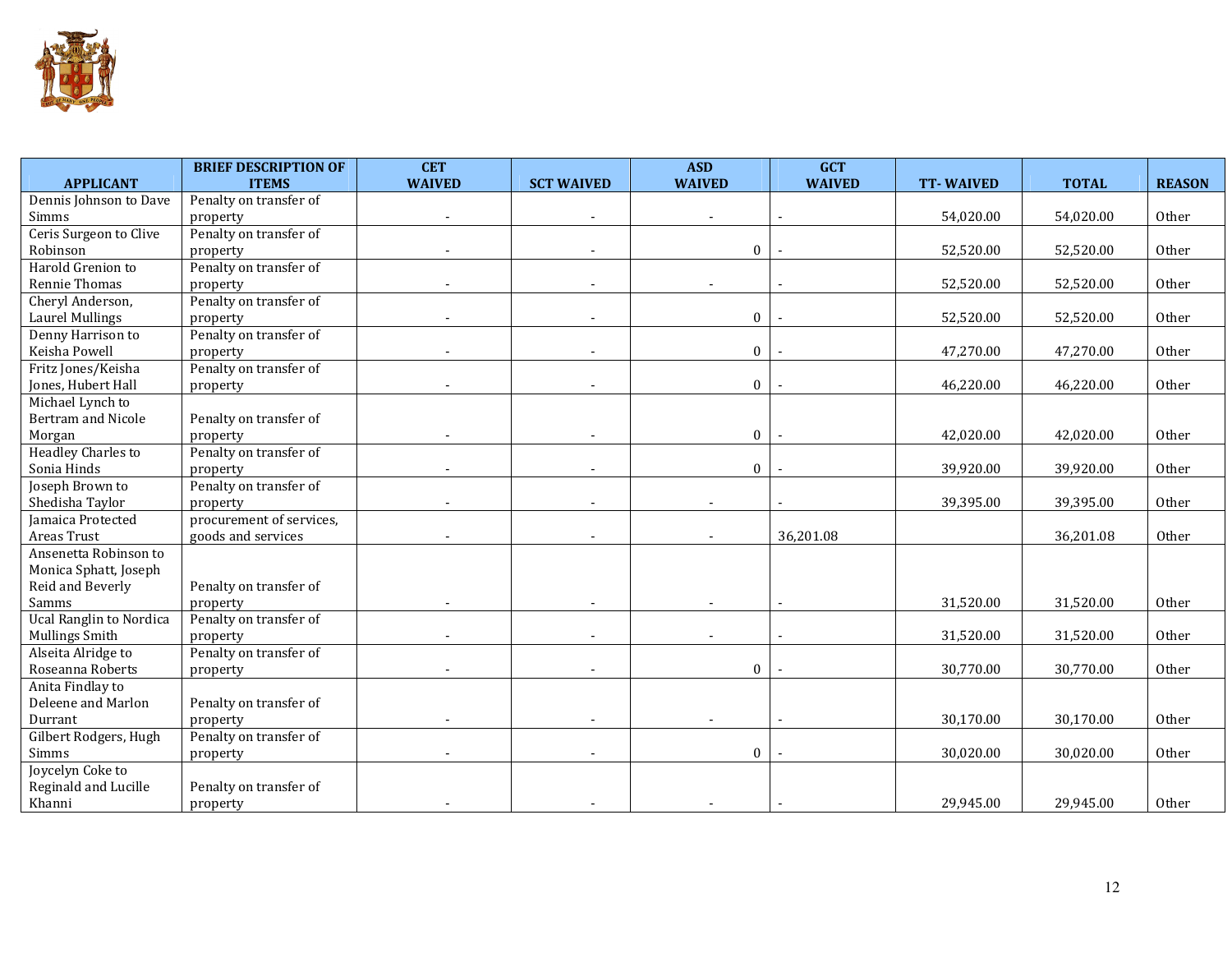| APPLICANT | BRIEF DESCRIPTION OF ITEMS | CET WAIVED | SCT WAIVED | ASD WAIVED | GCT WAIVED | TT- WAIVED | TOTAL | REASON |
|---|---|---|---|---|---|---|---|---|
| Dennis Johnson to Dave Simms | Penalty on transfer of property | - | - | - | - | 54,020.00 | 54,020.00 | Other |
| Ceris Surgeon to Clive Robinson | Penalty on transfer of property | - | - | 0 | - | 52,520.00 | 52,520.00 | Other |
| Harold Grenion to Rennie Thomas | Penalty on transfer of property | - | - | - | - | 52,520.00 | 52,520.00 | Other |
| Cheryl Anderson, Laurel Mullings | Penalty on transfer of property | - | - | 0 | - | 52,520.00 | 52,520.00 | Other |
| Denny Harrison to Keisha Powell | Penalty on transfer of property | - | - | 0 | - | 47,270.00 | 47,270.00 | Other |
| Fritz Jones/Keisha Jones, Hubert Hall | Penalty on transfer of property | - | - | 0 | - | 46,220.00 | 46,220.00 | Other |
| Michael Lynch to Bertram and Nicole Morgan | Penalty on transfer of property | - | - | 0 | - | 42,020.00 | 42,020.00 | Other |
| Headley Charles to Sonia Hinds | Penalty on transfer of property | - | - | 0 | - | 39,920.00 | 39,920.00 | Other |
| Joseph Brown to Shedisha Taylor | Penalty on transfer of property | - | - | - | - | 39,395.00 | 39,395.00 | Other |
| Jamaica Protected Areas Trust | procurement of services, goods and services | - | - | - | 36,201.08 | | 36,201.08 | Other |
| Ansenetta Robinson to Monica Sphatt, Joseph Reid and Beverly Samms | Penalty on transfer of property | - | - | - | - | 31,520.00 | 31,520.00 | Other |
| Ucal Ranglin to Nordica Mullings Smith | Penalty on transfer of property | - | - | - | - | 31,520.00 | 31,520.00 | Other |
| Alseita Alridge to Roseanna Roberts | Penalty on transfer of property | - | - | 0 | - | 30,770.00 | 30,770.00 | Other |
| Anita Findlay to Deleene and Marlon Durrant | Penalty on transfer of property | - | - | - | - | 30,170.00 | 30,170.00 | Other |
| Gilbert Rodgers, Hugh Simms | Penalty on transfer of property | - | - | 0 | - | 30,020.00 | 30,020.00 | Other |
| Joycelyn Coke to Reginald and Lucille Khanni | Penalty on transfer of property | - | - | - | - | 29,945.00 | 29,945.00 | Other |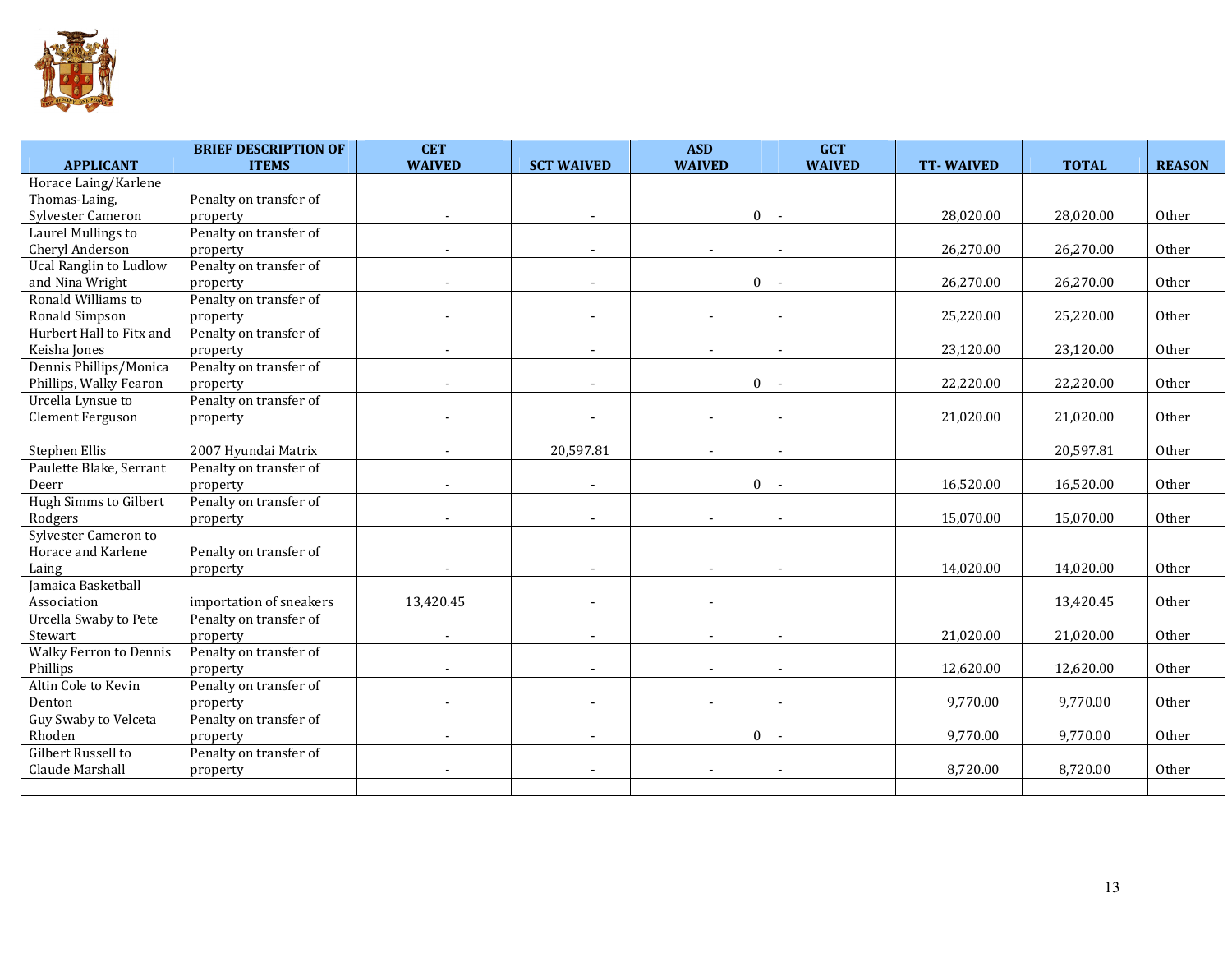| APPLICANT | BRIEF DESCRIPTION OF ITEMS | CET WAIVED | SCT WAIVED | ASD WAIVED | GCT WAIVED | TT- WAIVED | TOTAL | REASON |
|---|---|---|---|---|---|---|---|---|
| Horace Laing/Karlene Thomas-Laing, Sylvester Cameron | Penalty on transfer of property | - | - | 0 | - | 28,020.00 | 28,020.00 | Other |
| Laurel Mullings to Cheryl Anderson | Penalty on transfer of property | - | - | - | - | 26,270.00 | 26,270.00 | Other |
| Ucal Ranglin to Ludlow and Nina Wright | Penalty on transfer of property | - | - | 0 | - | 26,270.00 | 26,270.00 | Other |
| Ronald Williams to Ronald Simpson | Penalty on transfer of property | - | - | - | - | 25,220.00 | 25,220.00 | Other |
| Hurbert Hall to Fitx and Keisha Jones | Penalty on transfer of property | - | - | - | - | 23,120.00 | 23,120.00 | Other |
| Dennis Phillips/Monica Phillips, Walky Fearon | Penalty on transfer of property | - | - | 0 | - | 22,220.00 | 22,220.00 | Other |
| Urcella Lynsue to Clement Ferguson | Penalty on transfer of property | - | - | - | - | 21,020.00 | 21,020.00 | Other |
| Stephen Ellis | 2007 Hyundai Matrix | - | 20,597.81 | - | - | | 20,597.81 | Other |
| Paulette Blake, Serrant Deerr | Penalty on transfer of property | - | - | 0 | - | 16,520.00 | 16,520.00 | Other |
| Hugh Simms to Gilbert Rodgers | Penalty on transfer of property | - | - | - | - | 15,070.00 | 15,070.00 | Other |
| Sylvester Cameron to Horace and Karlene Laing | Penalty on transfer of property | - | - | - | - | 14,020.00 | 14,020.00 | Other |
| Jamaica Basketball Association | importation of sneakers | 13,420.45 | - | - | | | 13,420.45 | Other |
| Urcella Swaby to Pete Stewart | Penalty on transfer of property | - | - | - | - | 21,020.00 | 21,020.00 | Other |
| Walky Ferron to Dennis Phillips | Penalty on transfer of property | - | - | - | - | 12,620.00 | 12,620.00 | Other |
| Altin Cole to Kevin Denton | Penalty on transfer of property | - | - | - | - | 9,770.00 | 9,770.00 | Other |
| Guy Swaby to Velceta Rhoden | Penalty on transfer of property | - | - | 0 | - | 9,770.00 | 9,770.00 | Other |
| Gilbert Russell to Claude Marshall | Penalty on transfer of property | - | - | - | - | 8,720.00 | 8,720.00 | Other |
| | | | | | | | | |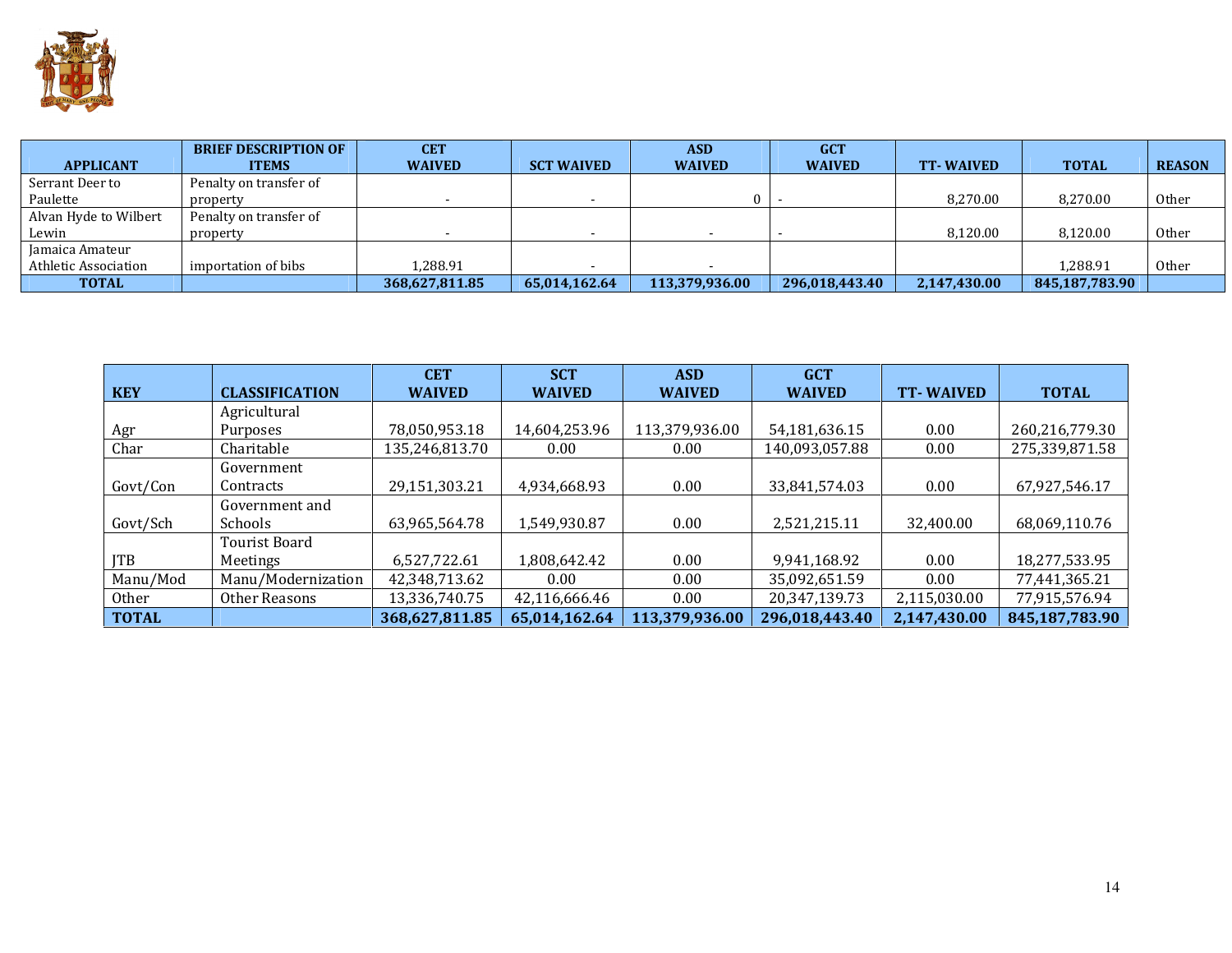| APPLICANT | BRIEF DESCRIPTION OF ITEMS | CET WAIVED | SCT WAIVED | ASD WAIVED | GCT WAIVED | TT- WAIVED | TOTAL | REASON |
|---|---|---|---|---|---|---|---|---|
| Serrant Deer to Paulette | Penalty on transfer of property | - | - | 0 | - | 8,270.00 | 8,270.00 | Other |
| Alvan Hyde to Wilbert Lewin | Penalty on transfer of property | - | - | - | - | 8,120.00 | 8,120.00 | Other |
| Jamaica Amateur Athletic Association | importation of bibs | 1,288.91 | - | - | | | 1,288.91 | Other |
| **TOTAL** | | **368,627,811.85** | **65,014,162.64** | **113,379,936.00** | **296,018,443.40** | **2,147,430.00** | **845,187,783.90** | |

| KEY | CLASSIFICATION | CET WAIVED | SCT WAIVED | ASD WAIVED | GCT WAIVED | TT- WAIVED | TOTAL |
|---|---|---|---|---|---|---|---|
| Agr | Agricultural Purposes | 78,050,953.18 | 14,604,253.96 | 113,379,936.00 | 54,181,636.15 | 0.00 | 260,216,779.30 |
| Char | Charitable | 135,246,813.70 | 0.00 | 0.00 | 140,093,057.88 | 0.00 | 275,339,871.58 |
| Govt/Con | Government Contracts | 29,151,303.21 | 4,934,668.93 | 0.00 | 33,841,574.03 | 0.00 | 67,927,546.17 |
| Govt/Sch | Government and Schools | 63,965,564.78 | 1,549,930.87 | 0.00 | 2,521,215.11 | 32,400.00 | 68,069,110.76 |
| JTB | Tourist Board Meetings | 6,527,722.61 | 1,808,642.42 | 0.00 | 9,941,168.92 | 0.00 | 18,277,533.95 |
| Manu/Mod | Manu/Modernization | 42,348,713.62 | 0.00 | 0.00 | 35,092,651.59 | 0.00 | 77,441,365.21 |
| Other | Other Reasons | 13,336,740.75 | 42,116,666.46 | 0.00 | 20,347,139.73 | 2,115,030.00 | 77,915,576.94 |
| **TOTAL** | | **368,627,811.85** | **65,014,162.64** | **113,379,936.00** | **296,018,443.40** | **2,147,430.00** | **845,187,783.90** |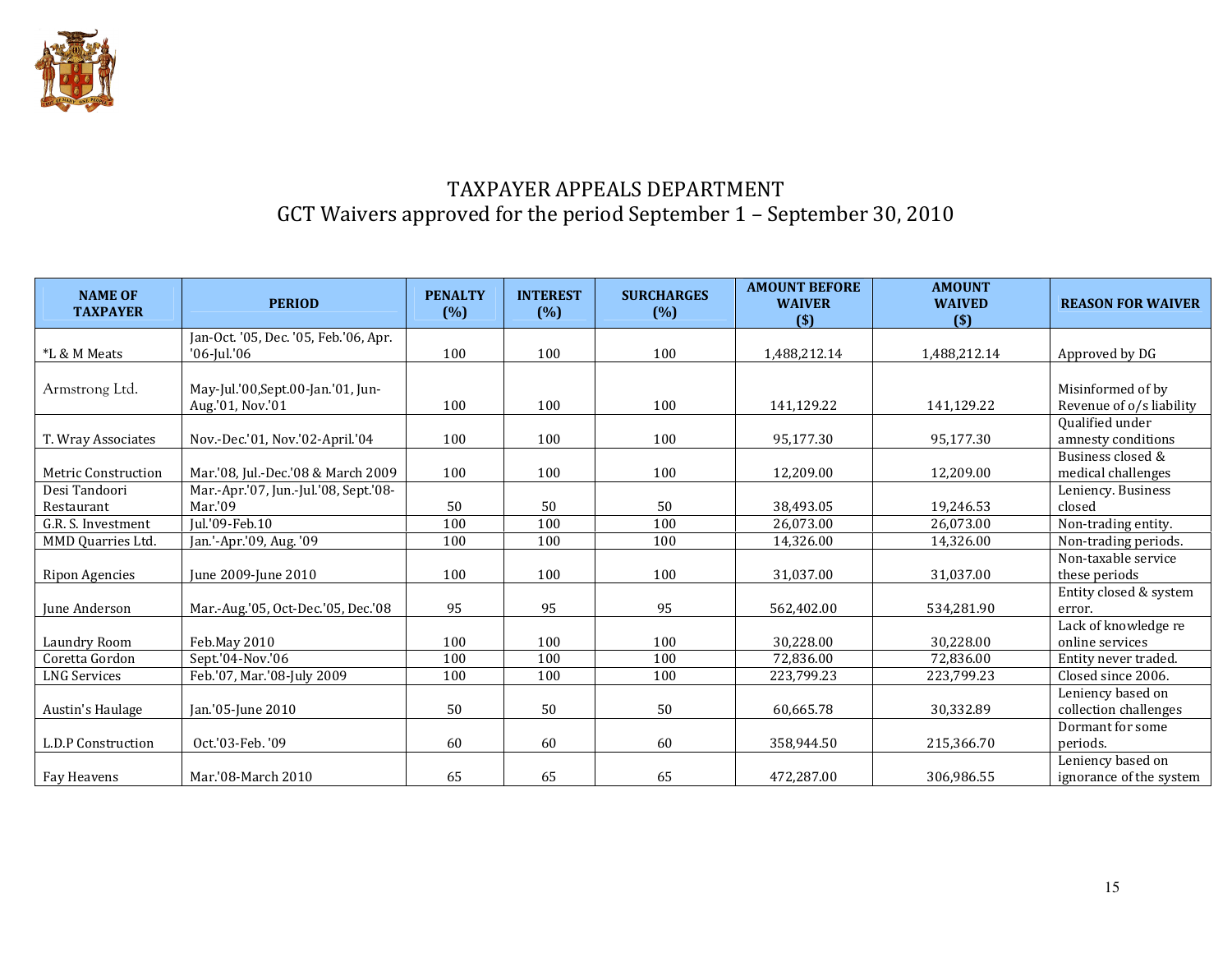# TAXPAYER APPEALS DEPARTMENT

## GCT Waivers approved for the period September 1 – September 30, 2010

| NAME OF TAXPAYER | PERIOD | PENALTY (%) | INTEREST (%) | SURCHARGES (%) | AMOUNT BEFORE WAIVER ($) | AMOUNT WAIVED ($) | REASON FOR WAIVER |
|---|---|---|---|---|---|---|---|
| *L & M Meats | Jan-Oct. '05, Dec. '05, Feb.'06, Apr. '06-Jul.'06 | 100 | 100 | 100 | 1,488,212.14 | 1,488,212.14 | Approved by DG |
| Armstrong Ltd. | May-Jul.'00,Sept.00-Jan.'01, Jun-Aug.'01, Nov.'01 | 100 | 100 | 100 | 141,129.22 | 141,129.22 | Misinformed of by Revenue of o/s liability |
| T. Wray Associates | Nov.-Dec.'01, Nov.'02-April.'04 | 100 | 100 | 100 | 95,177.30 | 95,177.30 | Qualified under amnesty conditions |
| Metric Construction | Mar.'08, Jul.-Dec.'08 & March 2009 | 100 | 100 | 100 | 12,209.00 | 12,209.00 | Business closed & medical challenges |
| Desi Tandoori Restaurant | Mar.-Apr.'07, Jun.-Jul.'08, Sept.'08-Mar.'09 | 50 | 50 | 50 | 38,493.05 | 19,246.53 | Leniency. Business closed |
| G.R. S. Investment | Jul.'09-Feb.10 | 100 | 100 | 100 | 26,073.00 | 26,073.00 | Non-trading entity. |
| MMD Quarries Ltd. | Jan.'-Apr.'09, Aug. '09 | 100 | 100 | 100 | 14,326.00 | 14,326.00 | Non-trading periods. |
| Ripon Agencies | June 2009-June 2010 | 100 | 100 | 100 | 31,037.00 | 31,037.00 | Non-taxable service these periods |
| June Anderson | Mar.-Aug.'05, Oct-Dec.'05, Dec.'08 | 95 | 95 | 95 | 562,402.00 | 534,281.90 | Entity closed & system error. |
| Laundry Room | Feb.May 2010 | 100 | 100 | 100 | 30,228.00 | 30,228.00 | Lack of knowledge re online services |
| Coretta Gordon | Sept.'04-Nov.'06 | 100 | 100 | 100 | 72,836.00 | 72,836.00 | Entity never traded. |
| LNG Services | Feb.'07, Mar.'08-July 2009 | 100 | 100 | 100 | 223,799.23 | 223,799.23 | Closed since 2006. |
| Austin's Haulage | Jan.'05-June 2010 | 50 | 50 | 50 | 60,665.78 | 30,332.89 | Leniency based on collection challenges |
| L.D.P Construction | Oct.'03-Feb. '09 | 60 | 60 | 60 | 358,944.50 | 215,366.70 | Dormant for some periods. |
| Fay Heavens | Mar.'08-March 2010 | 65 | 65 | 65 | 472,287.00 | 306,986.55 | Leniency based on ignorance of the system |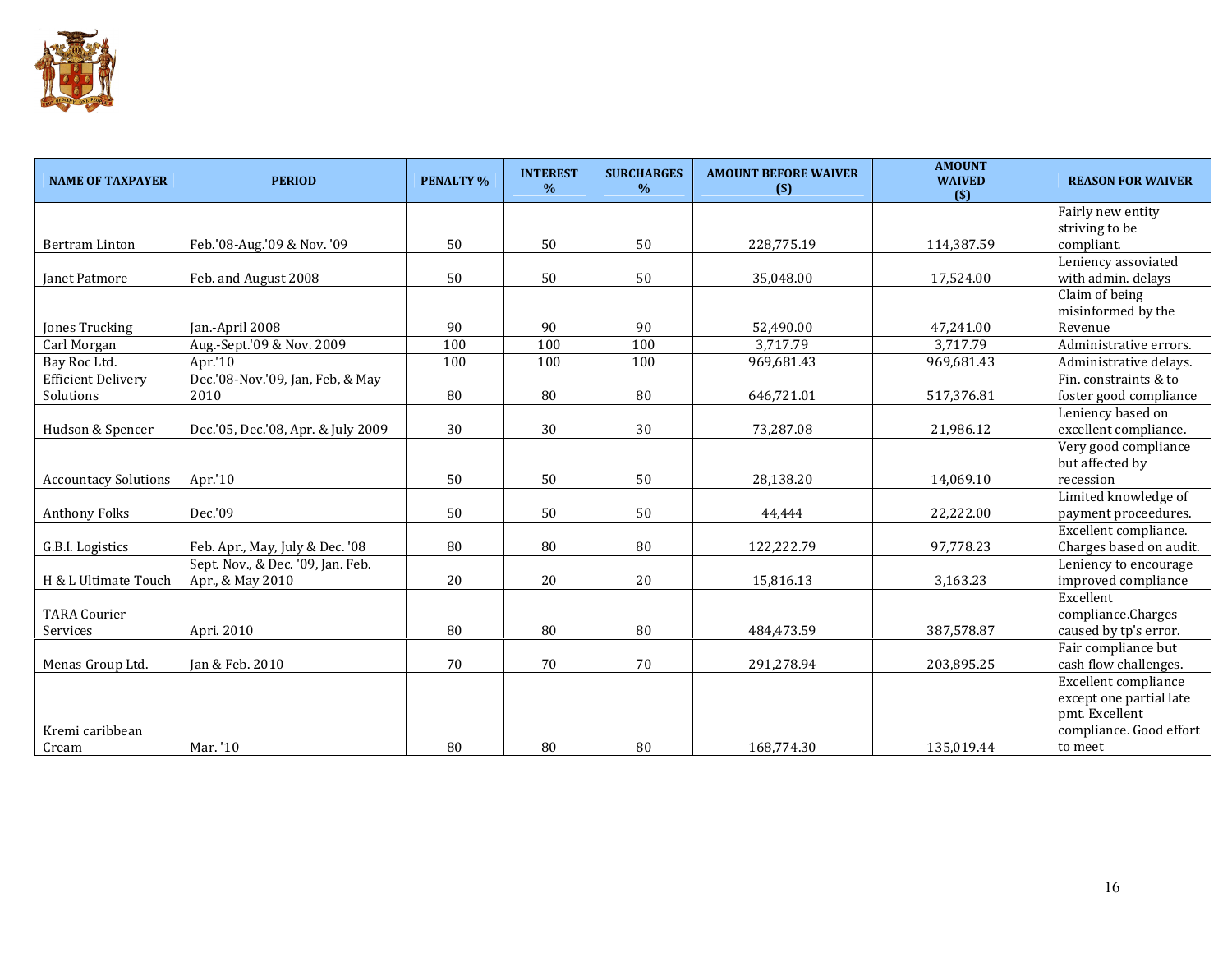| NAME OF TAXPAYER | PERIOD | PENALTY % | INTEREST % | SURCHARGES % | AMOUNT BEFORE WAIVER ($) | AMOUNT WAIVED ($) | REASON FOR WAIVER |
|---|---|---|---|---|---|---|---|
| Bertram Linton | Feb.'08-Aug.'09 & Nov. '09 | 50 | 50 | 50 | 228,775.19 | 114,387.59 | Fairly new entity striving to be compliant. |
| Janet Patmore | Feb. and August 2008 | 50 | 50 | 50 | 35,048.00 | 17,524.00 | Leniency assoviated with admin. delays |
| Jones Trucking | Jan.-April 2008 | 90 | 90 | 90 | 52,490.00 | 47,241.00 | Claim of being misinformed by the Revenue |
| Carl Morgan | Aug.-Sept.'09 & Nov. 2009 | 100 | 100 | 100 | 3,717.79 | 3,717.79 | Administrative errors. |
| Bay Roc Ltd. | Apr.'10 | 100 | 100 | 100 | 969,681.43 | 969,681.43 | Administrative delays. |
| Efficient Delivery Solutions | Dec.'08-Nov.'09, Jan, Feb, & May 2010 | 80 | 80 | 80 | 646,721.01 | 517,376.81 | Fin. constraints & to foster good compliance |
| Hudson & Spencer | Dec.'05, Dec.'08, Apr. & July 2009 | 30 | 30 | 30 | 73,287.08 | 21,986.12 | Leniency based on excellent compliance. |
| Accountacy Solutions | Apr.'10 | 50 | 50 | 50 | 28,138.20 | 14,069.10 | Very good compliance but affected by recession |
| Anthony Folks | Dec.'09 | 50 | 50 | 50 | 44,444 | 22,222.00 | Limited knowledge of payment proceedures. |
| G.B.I. Logistics | Feb. Apr., May, July & Dec. '08 | 80 | 80 | 80 | 122,222.79 | 97,778.23 | Excellent compliance. Charges based on audit. |
| H & L Ultimate Touch | Sept. Nov., & Dec. '09, Jan. Feb. Apr., & May 2010 | 20 | 20 | 20 | 15,816.13 | 3,163.23 | Leniency to encourage improved compliance |
| TARA Courier Services | Apri. 2010 | 80 | 80 | 80 | 484,473.59 | 387,578.87 | Excellent compliance.Charges caused by tp's error. |
| Menas Group Ltd. | Jan & Feb. 2010 | 70 | 70 | 70 | 291,278.94 | 203,895.25 | Fair compliance but cash flow challenges. |
| Kremi caribbean Cream | Mar. '10 | 80 | 80 | 80 | 168,774.30 | 135,019.44 | Excellent compliance except one partial late pmt. Excellent compliance. Good effort to meet |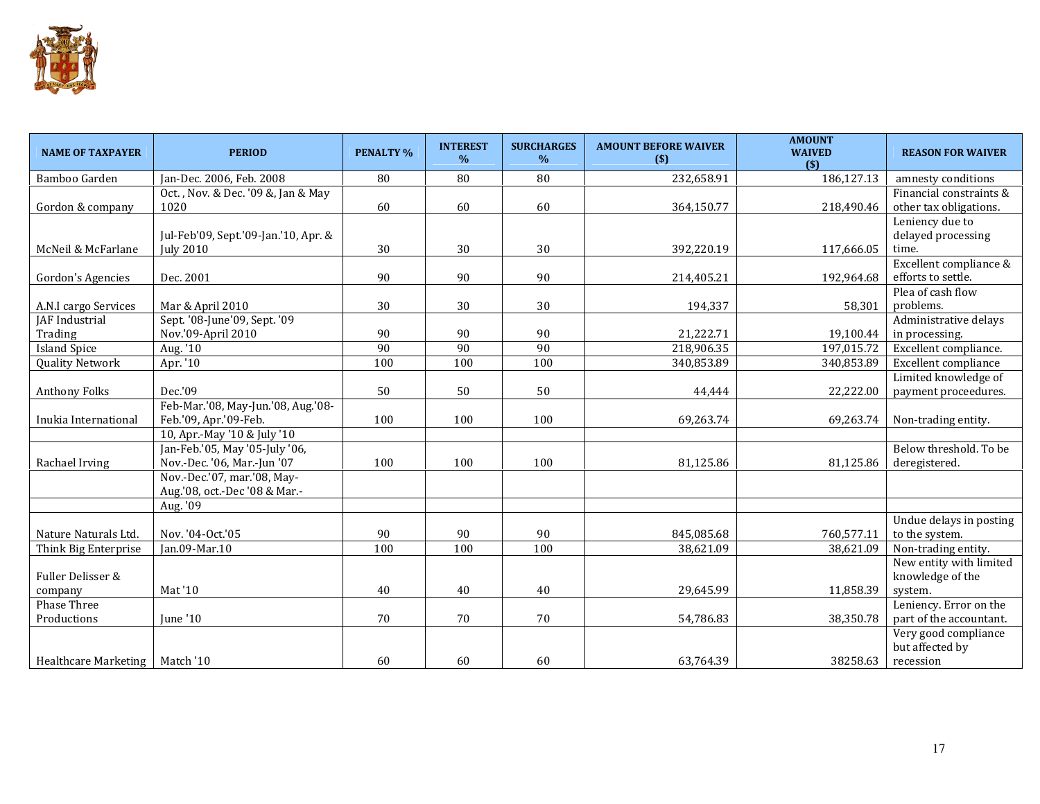| NAME OF TAXPAYER | PERIOD | PENALTY % | INTEREST % | SURCHARGES % | AMOUNT BEFORE WAIVER ($) | AMOUNT WAIVED ($) | REASON FOR WAIVER |
|---|---|---|---|---|---|---|---|
| Bamboo Garden | Jan-Dec. 2006, Feb. 2008 | 80 | 80 | 80 | 232,658.91 | 186,127.13 | amnesty conditions |
| Gordon & company | Oct. , Nov. & Dec. '09 &, Jan & May 1020 | 60 | 60 | 60 | 364,150.77 | 218,490.46 | Financial constraints & other tax obligations. |
| McNeil & McFarlane | Jul-Feb'09, Sept.'09-Jan.'10, Apr. & July 2010 | 30 | 30 | 30 | 392,220.19 | 117,666.05 | Leniency due to delayed processing time. |
| Gordon's Agencies | Dec. 2001 | 90 | 90 | 90 | 214,405.21 | 192,964.68 | Excellent compliance & efforts to settle. |
| A.N.I cargo Services | Mar & April 2010 | 30 | 30 | 30 | 194,337 | 58,301 | Plea of cash flow problems. |
| JAF Industrial Trading | Sept. '08-June'09, Sept. '09 Nov.'09-April 2010 | 90 | 90 | 90 | 21,222.71 | 19,100.44 | Administrative delays in processing. |
| Island Spice | Aug. '10 | 90 | 90 | 90 | 218,906.35 | 197,015.72 | Excellent compliance. |
| Quality Network | Apr. '10 | 100 | 100 | 100 | 340,853.89 | 340,853.89 | Excellent compliance |
| Anthony Folks | Dec.'09 | 50 | 50 | 50 | 44,444 | 22,222.00 | Limited knowledge of payment proceedures. |
| Inukia International | Feb-Mar.'08, May-Jun.'08, Aug.'08-Feb.'09, Apr.'09-Feb. | 100 | 100 | 100 | 69,263.74 | 69,263.74 | Non-trading entity. |
| | 10, Apr.-May '10 & July '10 | | | | | | |
| Rachael Irving | Jan-Feb.'05, May '05-July '06, Nov.-Dec. '06, Mar.-Jun '07 | 100 | 100 | 100 | 81,125.86 | 81,125.86 | Below threshold. To be deregistered. |
| | Nov.-Dec.'07, mar.'08, May-Aug.'08, oct.-Dec '08 & Mar.- | | | | | | |
| | Aug. '09 | | | | | | |
| Nature Naturals Ltd. | Nov. '04-Oct.'05 | 90 | 90 | 90 | 845,085.68 | 760,577.11 | Undue delays in posting to the system. |
| Think Big Enterprise | Jan.09-Mar.10 | 100 | 100 | 100 | 38,621.09 | 38,621.09 | Non-trading entity. |
| Fuller Delisser & company | Mat '10 | 40 | 40 | 40 | 29,645.99 | 11,858.39 | New entity with limited knowledge of the system. |
| Phase Three Productions | June '10 | 70 | 70 | 70 | 54,786.83 | 38,350.78 | Leniency. Error on the part of the accountant. |
| Healthcare Marketing | Match '10 | 60 | 60 | 60 | 63,764.39 | 38258.63 | Very good compliance but affected by recession |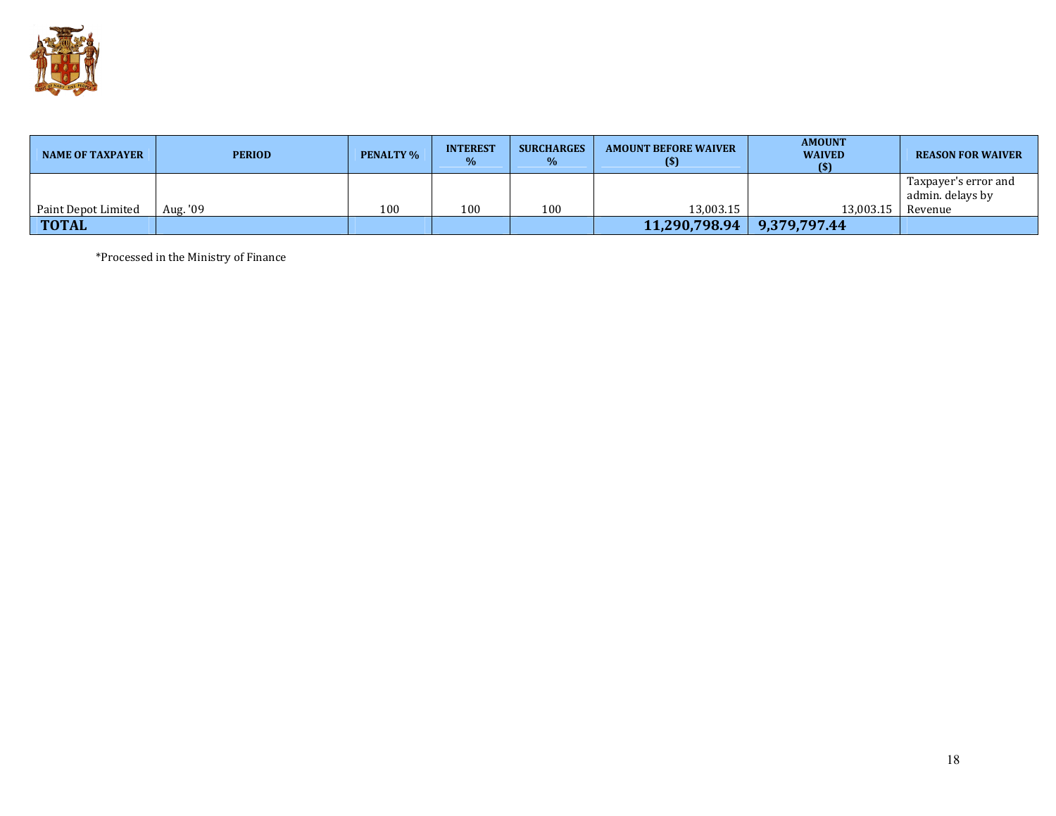| NAME OF TAXPAYER | PERIOD | PENALTY % | INTEREST % | SURCHARGES % | AMOUNT BEFORE WAIVER ($) | AMOUNT WAIVED ($) | REASON FOR WAIVER |
|---|---|---|---|---|---|---|---|
| Paint Depot Limited | Aug. '09 | 100 | 100 | 100 | 13,003.15 | 13,003.15 | Taxpayer's error and admin. delays by Revenue |
| **TOTAL** | | | | | **11,290,798.94** | **9,379,797.44** | |

*Processed in the Ministry of Finance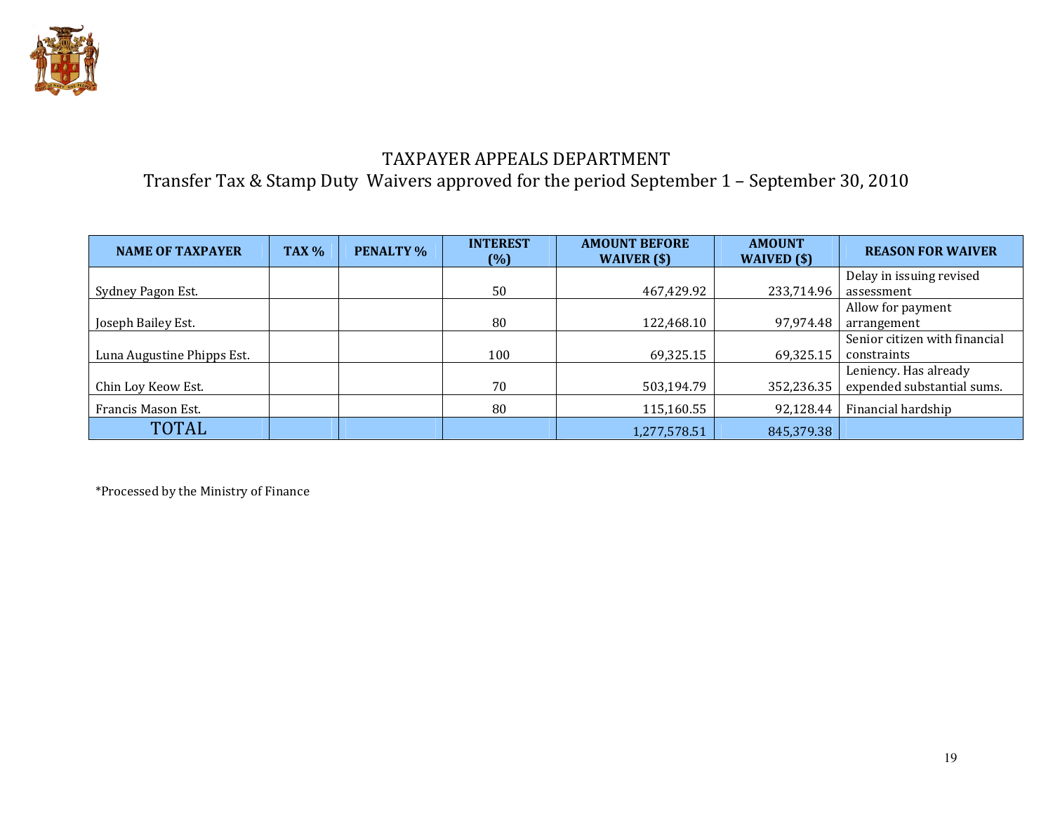# TAXPAYER APPEALS DEPARTMENT

## Transfer Tax & Stamp Duty Waivers approved for the period September 1 – September 30, 2010

| NAME OF TAXPAYER | TAX % | PENALTY % | INTEREST (%) | AMOUNT BEFORE WAIVER ($) | AMOUNT WAIVED ($) | REASON FOR WAIVER |
|---|---|---|---|---|---|---|
| Sydney Pagon Est. | | | 50 | 467,429.92 | 233,714.96 | Delay in issuing revised assessment |
| Joseph Bailey Est. | | | 80 | 122,468.10 | 97,974.48 | Allow for payment arrangement |
| Luna Augustine Phipps Est. | | | 100 | 69,325.15 | 69,325.15 | Senior citizen with financial constraints |
| Chin Loy Keow Est. | | | 70 | 503,194.79 | 352,236.35 | Leniency. Has already expended substantial sums. |
| Francis Mason Est. | | | 80 | 115,160.55 | 92,128.44 | Financial hardship |
| TOTAL | | | | 1,277,578.51 | 845,379.38 | |

*Processed by the Ministry of Finance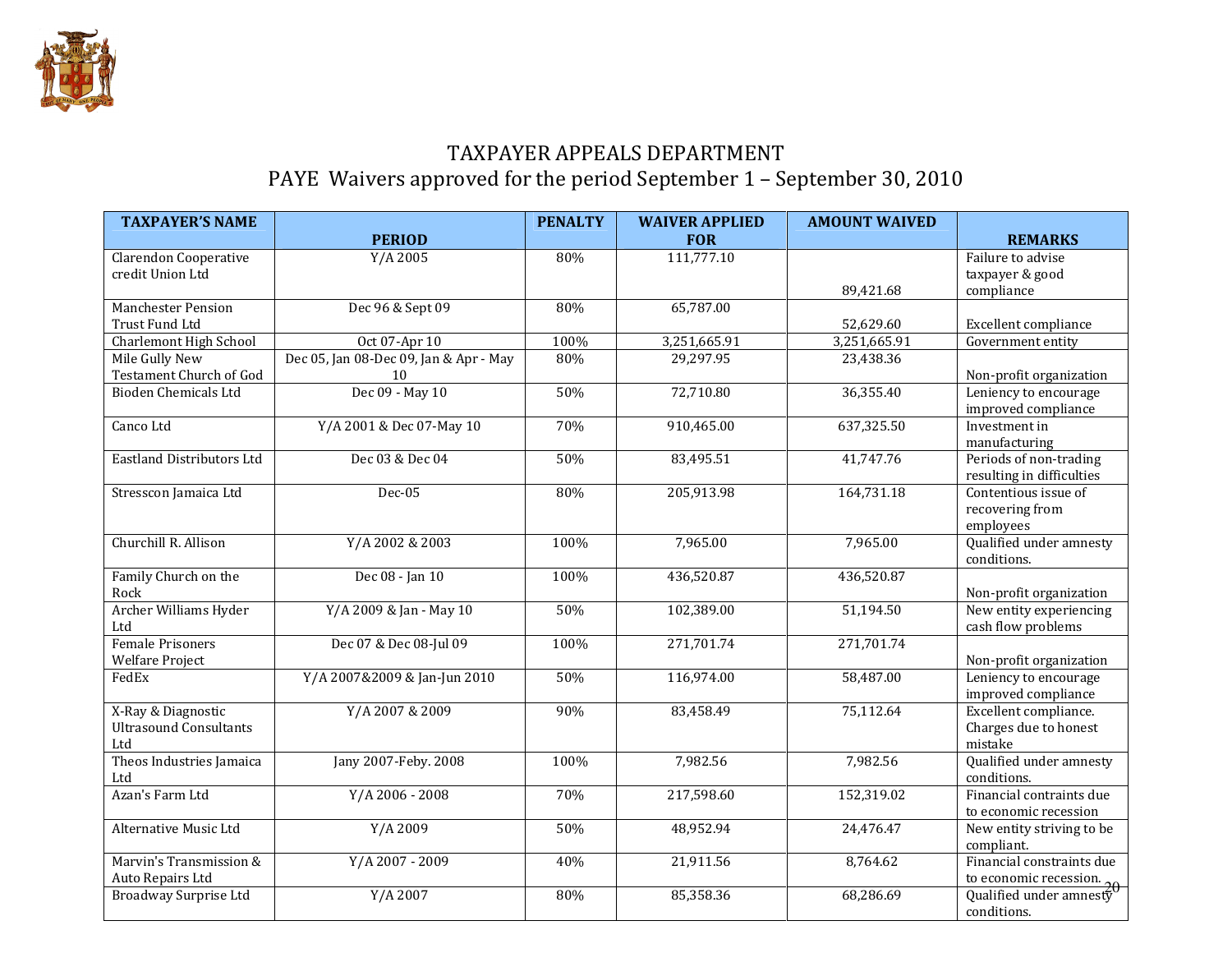# TAXPAYER APPEALS DEPARTMENT

## PAYE Waivers approved for the period September 1 – September 30, 2010

| TAXPAYER'S NAME | PERIOD | PENALTY | WAIVER APPLIED FOR | AMOUNT WAIVED | REMARKS |
|---|---|---|---|---|---|
| Clarendon Cooperative credit Union Ltd | Y/A 2005 | 80% | 111,777.10 | 89,421.68 | Failure to advise taxpayer & good compliance |
| Manchester Pension Trust Fund Ltd | Dec 96 & Sept 09 | 80% | 65,787.00 | 52,629.60 | Excellent compliance |
| Charlemont High School | Oct 07-Apr 10 | 100% | 3,251,665.91 | 3,251,665.91 | Government entity |
| Mile Gully New Testament Church of God | Dec 05, Jan 08-Dec 09, Jan & Apr - May 10 | 80% | 29,297.95 | 23,438.36 | Non-profit organization |
| Bioden Chemicals Ltd | Dec 09 - May 10 | 50% | 72,710.80 | 36,355.40 | Leniency to encourage improved compliance |
| Canco Ltd | Y/A 2001 & Dec 07-May 10 | 70% | 910,465.00 | 637,325.50 | Investment in manufacturing |
| Eastland Distributors Ltd | Dec 03 & Dec 04 | 50% | 83,495.51 | 41,747.76 | Periods of non-trading resulting in difficulties |
| Stresscon Jamaica Ltd | Dec-05 | 80% | 205,913.98 | 164,731.18 | Contentious issue of recovering from employees |
| Churchill R. Allison | Y/A 2002 & 2003 | 100% | 7,965.00 | 7,965.00 | Qualified under amnesty conditions. |
| Family Church on the Rock | Dec 08 - Jan 10 | 100% | 436,520.87 | 436,520.87 | Non-profit organization |
| Archer Williams Hyder Ltd | Y/A 2009 & Jan - May 10 | 50% | 102,389.00 | 51,194.50 | New entity experiencing cash flow problems |
| Female Prisoners Welfare Project | Dec 07 & Dec 08-Jul 09 | 100% | 271,701.74 | 271,701.74 | Non-profit organization |
| FedEx | Y/A 2007&2009 & Jan-Jun 2010 | 50% | 116,974.00 | 58,487.00 | Leniency to encourage improved compliance |
| X-Ray & Diagnostic Ultrasound Consultants Ltd | Y/A 2007 & 2009 | 90% | 83,458.49 | 75,112.64 | Excellent compliance. Charges due to honest mistake |
| Theos Industries Jamaica Ltd | Jany 2007-Feby. 2008 | 100% | 7,982.56 | 7,982.56 | Qualified under amnesty conditions. |
| Azan's Farm Ltd | Y/A 2006 - 2008 | 70% | 217,598.60 | 152,319.02 | Financial contraints due to economic recession |
| Alternative Music Ltd | Y/A 2009 | 50% | 48,952.94 | 24,476.47 | New entity striving to be compliant. |
| Marvin's Transmission & Auto Repairs Ltd | Y/A 2007 - 2009 | 40% | 21,911.56 | 8,764.62 | Financial constraints due to economic recession. |
| Broadway Surprise Ltd | Y/A 2007 | 80% | 85,358.36 | 68,286.69 | Qualified under amnesty conditions. |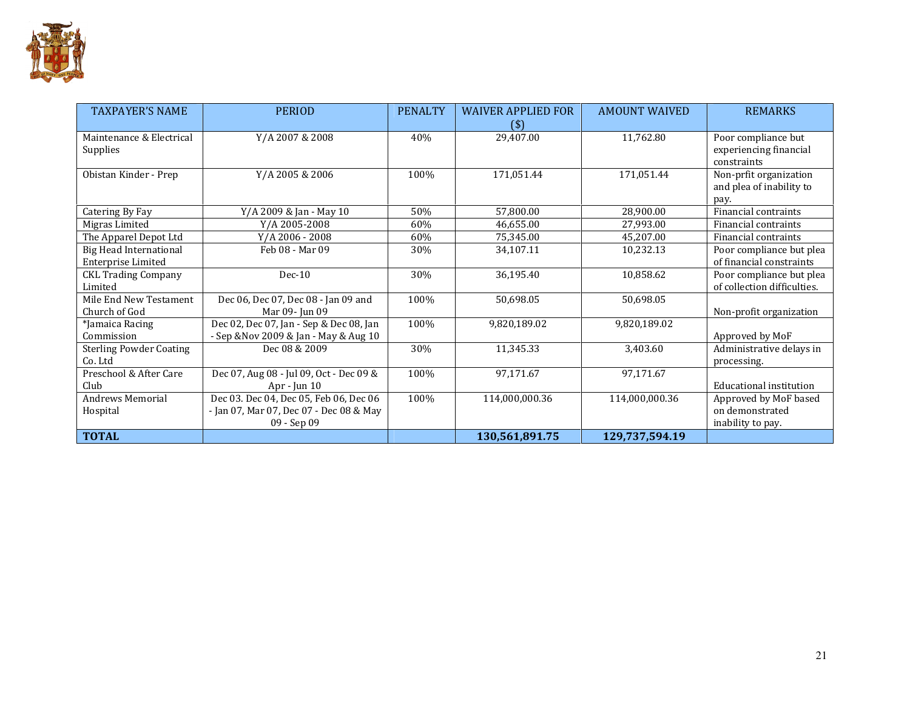| TAXPAYER'S NAME | PERIOD | PENALTY | WAIVER APPLIED FOR ($) | AMOUNT WAIVED | REMARKS |
|---|---|---|---|---|---|
| Maintenance & Electrical Supplies | Y/A 2007 & 2008 | 40% | 29,407.00 | 11,762.80 | Poor compliance but experiencing financial constraints |
| Obistan Kinder - Prep | Y/A 2005 & 2006 | 100% | 171,051.44 | 171,051.44 | Non-prfit organization and plea of inability to pay. |
| Catering By Fay | Y/A 2009 & Jan - May 10 | 50% | 57,800.00 | 28,900.00 | Financial contraints |
| Migras Limited | Y/A 2005-2008 | 60% | 46,655.00 | 27,993.00 | Financial contraints |
| The Apparel Depot Ltd | Y/A 2006 - 2008 | 60% | 75,345.00 | 45,207.00 | Financial contraints |
| Big Head International Enterprise Limited | Feb 08 - Mar 09 | 30% | 34,107.11 | 10,232.13 | Poor compliance but plea of financial constraints |
| CKL Trading Company Limited | Dec-10 | 30% | 36,195.40 | 10,858.62 | Poor compliance but plea of collection difficulties. |
| Mile End New Testament Church of God | Dec 06, Dec 07, Dec 08 - Jan 09 and Mar 09- Jun 09 | 100% | 50,698.05 | 50,698.05 | Non-profit organization |
| *Jamaica Racing Commission | Dec 02, Dec 07, Jan - Sep & Dec 08, Jan - Sep &Nov 2009 & Jan - May & Aug 10 | 100% | 9,820,189.02 | 9,820,189.02 | Approved by MoF |
| Sterling Powder Coating Co. Ltd | Dec 08 & 2009 | 30% | 11,345.33 | 3,403.60 | Administrative delays in processing. |
| Preschool & After Care Club | Dec 07, Aug 08 - Jul 09, Oct - Dec 09 & Apr - Jun 10 | 100% | 97,171.67 | 97,171.67 | Educational institution |
| Andrews Memorial Hospital | Dec 03. Dec 04, Dec 05, Feb 06, Dec 06 - Jan 07, Mar 07, Dec 07 - Dec 08 & May 09 - Sep 09 | 100% | 114,000,000.36 | 114,000,000.36 | Approved by MoF based on demonstrated inability to pay. |
| **TOTAL** | | | **130,561,891.75** | **129,737,594.19** | |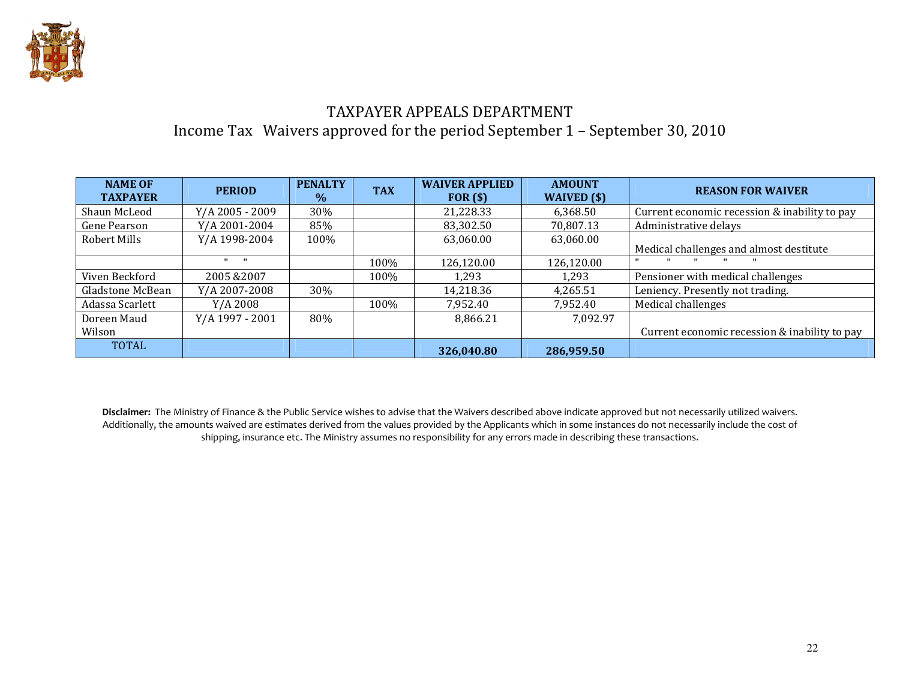# TAXPAYER APPEALS DEPARTMENT

## Income Tax Waivers approved for the period September 1 – September 30, 2010

| NAME OF TAXPAYER | PERIOD | PENALTY % | TAX | WAIVER APPLIED FOR ($) | AMOUNT WAIVED ($) | REASON FOR WAIVER |
|---|---|---|---|---|---|---|
| Shaun McLeod | Y/A 2005 - 2009 | 30% | | 21,228.33 | 6,368.50 | Current economic recession & inability to pay |
| Gene Pearson | Y/A 2001-2004 | 85% | | 83,302.50 | 70,807.13 | Administrative delays |
| Robert Mills | Y/A 1998-2004 | 100% | | 63,060.00 | 63,060.00 | Medical challenges and almost destitute |
| | " " | | 100% | 126,120.00 | 126,120.00 | " " " " " |
| Viven Beckford | 2005 &2007 | | 100% | 1,293 | 1,293 | Pensioner with medical challenges |
| Gladstone McBean | Y/A 2007-2008 | 30% | | 14,218.36 | 4,265.51 | Leniency. Presently not trading. |
| Adassa Scarlett | Y/A 2008 | | 100% | 7,952.40 | 7,952.40 | Medical challenges |
| Doreen Maud Wilson | Y/A 1997 - 2001 | 80% | | 8,866.21 | 7,092.97 | Current economic recession & inability to pay |
| TOTAL | | | | **326,040.80** | **286,959.50** | |

**Disclaimer:** The Ministry of Finance & the Public Service wishes to advise that the Waivers described above indicate approved but not necessarily utilized waivers. Additionally, the amounts waived are estimates derived from the values provided by the Applicants which in some instances do not necessarily include the cost of shipping, insurance etc. The Ministry assumes no responsibility for any errors made in describing these transactions.